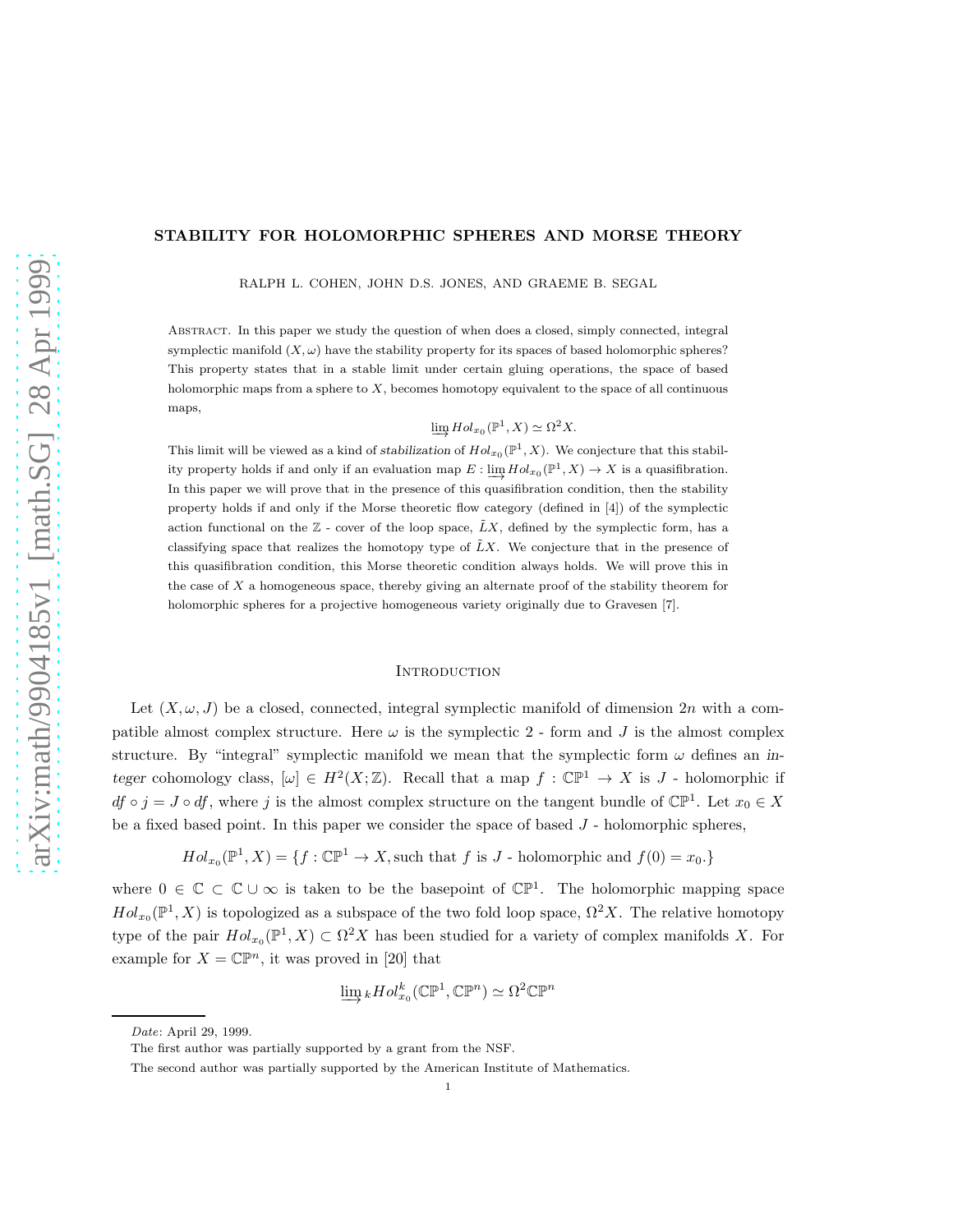# STABILITY FOR HOLOMORPHIC SPHERES AND MORSE THEORY

RALPH L. COHEN, JOHN D.S. JONES, AND GRAEME B. SEGAL

Abstract. In this paper we study the question of when does a closed, simply connected, integral symplectic manifold $(X, \omega)$ have the stability property for its spaces of based holomorphic spheres? This property states that in a stable limit under certain gluing operations, the space of based holomorphic maps from a sphere to $X$, becomes homotopy equivalent to the space of all continuous maps,

$$\varinjlim Hol_{x_0}(\mathbb{P}^1, X) \simeq \Omega^2 X.$$

This limit will be viewed as a kind of *stabilization* of $Hol_{x_0}(\mathbb{P}^1, X)$. We conjecture that this stability property holds if and only if an evaluation map $E : \varinjlim Hol_{x_0}(\mathbb{P}^1, X) \to X$ is a quasifibration. In this paper we will prove that in the presence of this quasifibration condition, then the stability property holds if and only if the Morse theoretic flow category (defined in [4]) of the symplectic action functional on the $\mathbb{Z}$ - cover of the loop space, $\tilde{L}X$, defined by the symplectic form, has a classifying space that realizes the homotopy type of $\tilde{L}X$. We conjecture that in the presence of this quasifibration condition, this Morse theoretic condition always holds. We will prove this in the case of $X$ a homogeneous space, thereby giving an alternate proof of the stability theorem for holomorphic spheres for a projective homogeneous variety originally due to Gravesen [7].

## Introduction

Let $(X, \omega, J)$ be a closed, connected, integral symplectic manifold of dimension $2n$ with a compatible almost complex structure. Here $\omega$ is the symplectic 2 - form and $J$ is the almost complex structure. By "integral" symplectic manifold we mean that the symplectic form $\omega$ defines an *integer* cohomology class, $[\omega] \in H^2(X; \mathbb{Z})$. Recall that a map $f : \mathbb{CP}^1 \to X$ is $J$ - holomorphic if $df \circ j = J \circ df$, where $j$ is the almost complex structure on the tangent bundle of $\mathbb{CP}^1$. Let $x_0 \in X$ be a fixed based point. In this paper we consider the space of based $J$ - holomorphic spheres,

$$Hol_{x_0}(\mathbb{P}^1, X) = \{f : \mathbb{CP}^1 \to X, \text{such that } f \text{ is } J \text{ - holomorphic and } f(0) = x_0.\}$$

where $0 \in \mathbb{C} \subset \mathbb{C} \cup \infty$ is taken to be the basepoint of $\mathbb{CP}^1$. The holomorphic mapping space $Hol_{x_0}(\mathbb{P}^1, X)$ is topologized as a subspace of the two fold loop space, $\Omega^2 X$. The relative homotopy type of the pair $Hol_{x_0}(\mathbb{P}^1, X) \subset \Omega^2 X$ has been studied for a variety of complex manifolds $X$. For example for $X = \mathbb{CP}^n$, it was proved in [20] that

$$\varinjlim{}_k Hol^k_{x_0}(\mathbb{CP}^1, \mathbb{CP}^n) \simeq \Omega^2 \mathbb{CP}^n$$

---

*Date*: April 29, 1999.

The first author was partially supported by a grant from the NSF.

The second author was partially supported by the American Institute of Mathematics.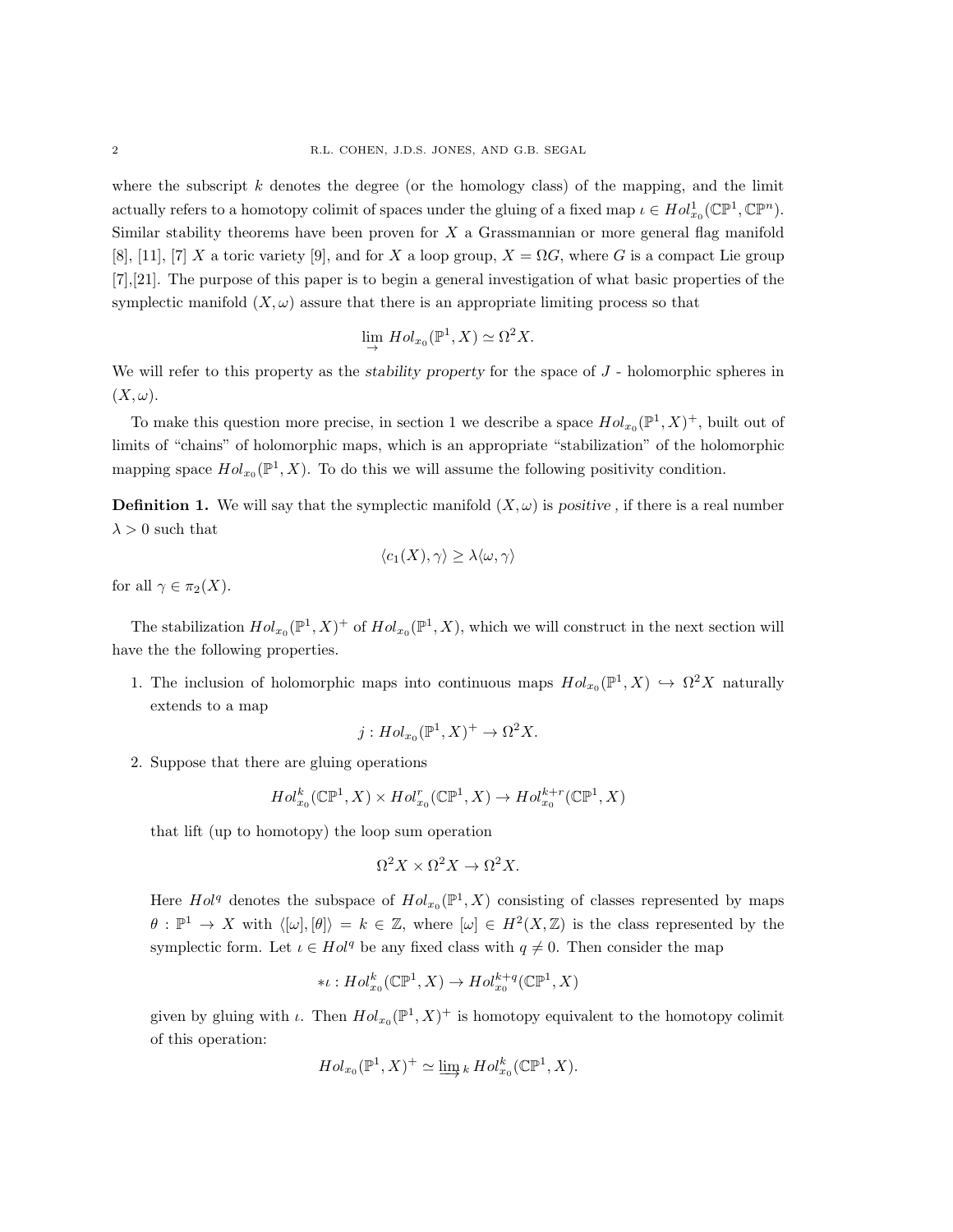where the subscript $k$ denotes the degree (or the homology class) of the mapping, and the limit actually refers to a homotopy colimit of spaces under the gluing of a fixed map $\iota \in Hol^1_{x_0}(\mathbb{CP}^1, \mathbb{CP}^n)$. Similar stability theorems have been proven for $X$ a Grassmannian or more general flag manifold [8], [11], [7] $X$ a toric variety [9], and for $X$ a loop group, $X = \Omega G$, where $G$ is a compact Lie group [7],[21]. The purpose of this paper is to begin a general investigation of what basic properties of the symplectic manifold $(X, \omega)$ assure that there is an appropriate limiting process so that

$$\lim_{\rightarrow} Hol_{x_0}(\mathbb{P}^1, X) \simeq \Omega^2 X.$$

We will refer to this property as the *stability property* for the space of $J$ - holomorphic spheres in $(X, \omega)$.

To make this question more precise, in section 1 we describe a space $Hol_{x_0}(\mathbb{P}^1, X)^+$, built out of limits of "chains" of holomorphic maps, which is an appropriate "stabilization" of the holomorphic mapping space $Hol_{x_0}(\mathbb{P}^1, X)$. To do this we will assume the following positivity condition.

**Definition 1.** We will say that the symplectic manifold $(X, \omega)$ is *positive* , if there is a real number $\lambda > 0$ such that

$$\langle c_1(X), \gamma \rangle \geq \lambda \langle \omega, \gamma \rangle$$

for all $\gamma \in \pi_2(X)$.

The stabilization $Hol_{x_0}(\mathbb{P}^1, X)^+$ of $Hol_{x_0}(\mathbb{P}^1, X)$, which we will construct in the next section will have the the following properties.

1. The inclusion of holomorphic maps into continuous maps $Hol_{x_0}(\mathbb{P}^1, X) \hookrightarrow \Omega^2 X$ naturally extends to a map

$$j : Hol_{x_0}(\mathbb{P}^1, X)^+ \to \Omega^2 X.$$

2. Suppose that there are gluing operations

$$Hol^k_{x_0}(\mathbb{CP}^1, X) \times Hol^r_{x_0}(\mathbb{CP}^1, X) \to Hol^{k+r}_{x_0}(\mathbb{CP}^1, X)$$

that lift (up to homotopy) the loop sum operation

$$\Omega^2 X \times \Omega^2 X \to \Omega^2 X.$$

Here $Hol^q$ denotes the subspace of $Hol_{x_0}(\mathbb{P}^1, X)$ consisting of classes represented by maps $\theta : \mathbb{P}^1 \to X$ with $\langle [\omega], [\theta] \rangle = k \in \mathbb{Z}$, where $[\omega] \in H^2(X, \mathbb{Z})$ is the class represented by the symplectic form. Let $\iota \in Hol^q$ be any fixed class with $q \neq 0$. Then consider the map

$$*\iota : Hol^k_{x_0}(\mathbb{CP}^1, X) \to Hol^{k+q}_{x_0}(\mathbb{CP}^1, X)$$

given by gluing with $\iota$. Then $Hol_{x_0}(\mathbb{P}^1, X)^+$ is homotopy equivalent to the homotopy colimit of this operation:

$$Hol_{x_0}(\mathbb{P}^1, X)^+ \simeq \varinjlim{}_k \, Hol^k_{x_0}(\mathbb{CP}^1, X).$$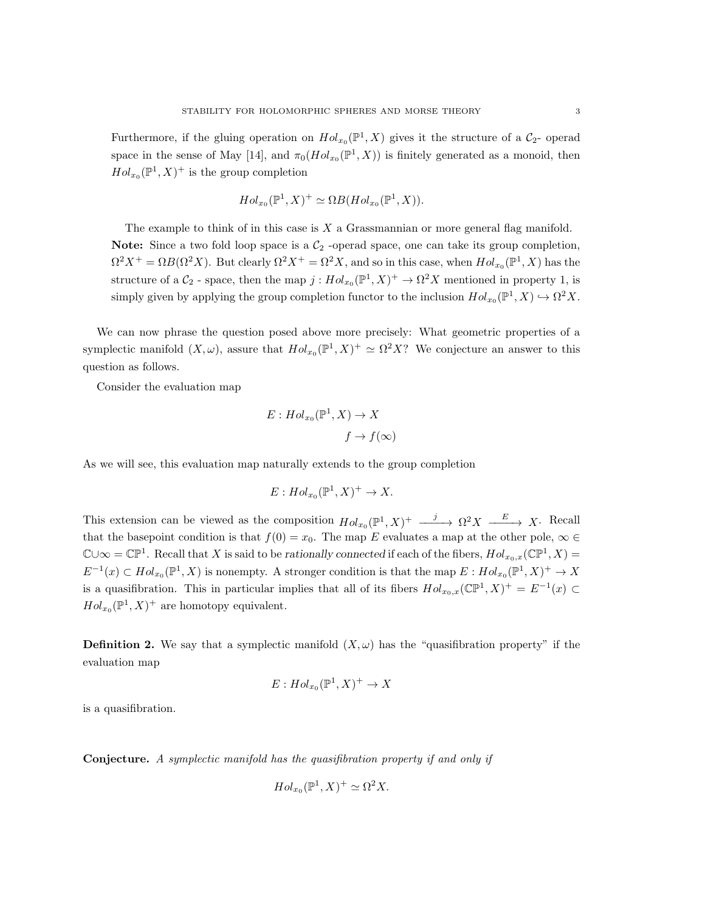Furthermore, if the gluing operation on $Hol_{x_0}(\mathbb{P}^1, X)$ gives it the structure of a $\mathcal{C}_2$- operad space in the sense of May [14], and $\pi_0(Hol_{x_0}(\mathbb{P}^1, X))$ is finitely generated as a monoid, then $Hol_{x_0}(\mathbb{P}^1, X)^+$ is the group completion

$$Hol_{x_0}(\mathbb{P}^1, X)^+ \simeq \Omega B(Hol_{x_0}(\mathbb{P}^1, X)).$$

The example to think of in this case is $X$ a Grassmannian or more general flag manifold.

**Note:** Since a two fold loop space is a $\mathcal{C}_2$ -operad space, one can take its group completion, $\Omega^2 X^+ = \Omega B(\Omega^2 X)$. But clearly $\Omega^2 X^+ = \Omega^2 X$, and so in this case, when $Hol_{x_0}(\mathbb{P}^1, X)$ has the structure of a $\mathcal{C}_2$ - space, then the map $j : Hol_{x_0}(\mathbb{P}^1, X)^+ \to \Omega^2 X$ mentioned in property 1, is simply given by applying the group completion functor to the inclusion $Hol_{x_0}(\mathbb{P}^1, X) \hookrightarrow \Omega^2 X$.

We can now phrase the question posed above more precisely: What geometric properties of a symplectic manifold $(X, \omega)$, assure that $Hol_{x_0}(\mathbb{P}^1, X)^+ \simeq \Omega^2 X$? We conjecture an answer to this question as follows.

Consider the evaluation map

$$E : Hol_{x_0}(\mathbb{P}^1, X) \to X$$
$$f \to f(\infty)$$

As we will see, this evaluation map naturally extends to the group completion

$$E : Hol_{x_0}(\mathbb{P}^1, X)^+ \to X.$$

This extension can be viewed as the composition $Hol_{x_0}(\mathbb{P}^1, X)^+ \xrightarrow{\ j\ } \Omega^2 X \xrightarrow{\ E\ } X$. Recall that the basepoint condition is that $f(0) = x_0$. The map $E$ evaluates a map at the other pole, $\infty \in \mathbb{C} \cup \infty = \mathbb{CP}^1$. Recall that $X$ is said to be *rationally connected* if each of the fibers, $Hol_{x_0,x}(\mathbb{CP}^1, X) = E^{-1}(x) \subset Hol_{x_0}(\mathbb{P}^1, X)$ is nonempty. A stronger condition is that the map $E : Hol_{x_0}(\mathbb{P}^1, X)^+ \to X$ is a quasifibration. This in particular implies that all of its fibers $Hol_{x_0,x}(\mathbb{CP}^1, X)^+ = E^{-1}(x) \subset Hol_{x_0}(\mathbb{P}^1, X)^+$ are homotopy equivalent.

**Definition 2.** We say that a symplectic manifold $(X, \omega)$ has the "quasifibration property" if the evaluation map

$$E : Hol_{x_0}(\mathbb{P}^1, X)^+ \to X$$

is a quasifibration.

**Conjecture.** *A symplectic manifold has the quasifibration property if and only if*

$$Hol_{x_0}(\mathbb{P}^1, X)^+ \simeq \Omega^2 X.$$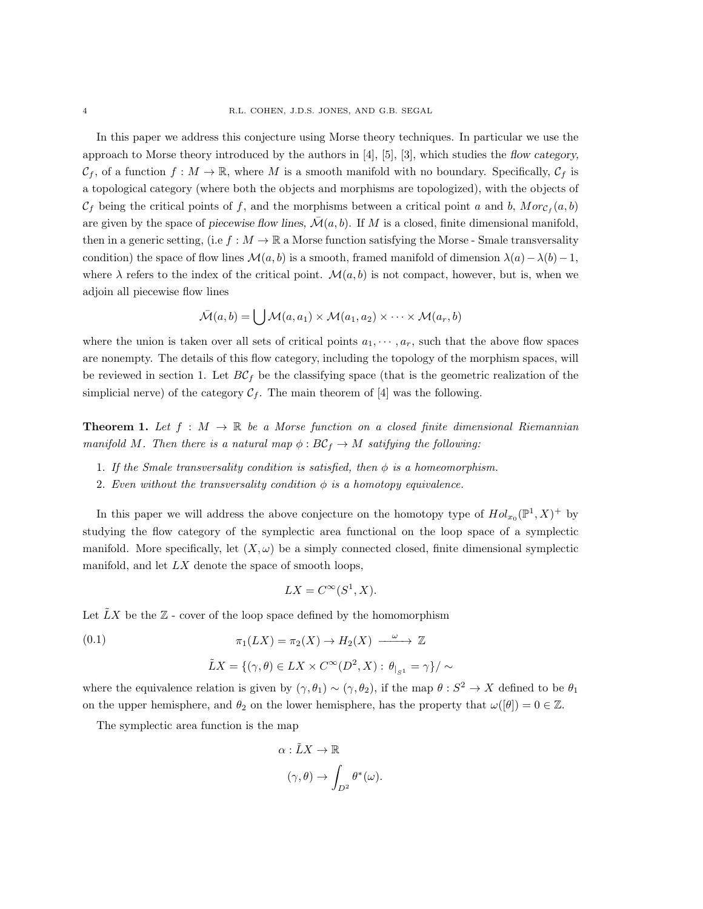In this paper we address this conjecture using Morse theory techniques. In particular we use the approach to Morse theory introduced by the authors in [4], [5], [3], which studies the *flow category*, $\mathcal{C}_f$, of a function $f : M \to \mathbb{R}$, where $M$ is a smooth manifold with no boundary. Specifically, $\mathcal{C}_f$ is a topological category (where both the objects and morphisms are topologized), with the objects of $\mathcal{C}_f$ being the critical points of $f$, and the morphisms between a critical point $a$ and $b$, $Mor_{\mathcal{C}_f}(a, b)$ are given by the space of *piecewise flow lines*, $\bar{\mathcal{M}}(a, b)$. If $M$ is a closed, finite dimensional manifold, then in a generic setting, (i.e $f : M \to \mathbb{R}$ a Morse function satisfying the Morse - Smale transversality condition) the space of flow lines $\mathcal{M}(a, b)$ is a smooth, framed manifold of dimension $\lambda(a) - \lambda(b) - 1$, where $\lambda$ refers to the index of the critical point. $\mathcal{M}(a, b)$ is not compact, however, but is, when we adjoin all piecewise flow lines

$$\bar{\mathcal{M}}(a, b) = \bigcup \mathcal{M}(a, a_1) \times \mathcal{M}(a_1, a_2) \times \cdots \times \mathcal{M}(a_r, b)$$

where the union is taken over all sets of critical points $a_1, \cdots, a_r$, such that the above flow spaces are nonempty. The details of this flow category, including the topology of the morphism spaces, will be reviewed in section 1. Let $B\mathcal{C}_f$ be the classifying space (that is the geometric realization of the simplicial nerve) of the category $\mathcal{C}_f$. The main theorem of [4] was the following.

**Theorem 1.** *Let $f : M \to \mathbb{R}$ be a Morse function on a closed finite dimensional Riemannian manifold $M$. Then there is a natural map $\phi : B\mathcal{C}_f \to M$ satisfying the following:*

1. *If the Smale transversality condition is satisfied, then $\phi$ is a homeomorphism.*
2. *Even without the transversality condition $\phi$ is a homotopy equivalence.*

In this paper we will address the above conjecture on the homotopy type of $Hol_{x_0}(\mathbb{P}^1, X)^+$ by studying the flow category of the symplectic area functional on the loop space of a symplectic manifold. More specifically, let $(X, \omega)$ be a simply connected closed, finite dimensional symplectic manifold, and let $LX$ denote the space of smooth loops,

$$LX = C^\infty(S^1, X).$$

Let $\tilde{L}X$ be the $\mathbb{Z}$ - cover of the loop space defined by the homomorphism

$$\pi_1(LX) = \pi_2(X) \to H_2(X) \xrightarrow{\ \omega\ } \mathbb{Z} \tag{0.1}$$

$$\tilde{L}X = \{(\gamma, \theta) \in LX \times C^\infty(D^2, X) : \theta_{|_{S^1}} = \gamma\}/\sim$$

where the equivalence relation is given by $(\gamma, \theta_1) \sim (\gamma, \theta_2)$, if the map $\theta : S^2 \to X$ defined to be $\theta_1$ on the upper hemisphere, and $\theta_2$ on the lower hemisphere, has the property that $\omega([\theta]) = 0 \in \mathbb{Z}$.

The symplectic area function is the map

$$\alpha : \tilde{L}X \to \mathbb{R}$$

$$(\gamma, \theta) \to \int_{D^2} \theta^*(\omega).$$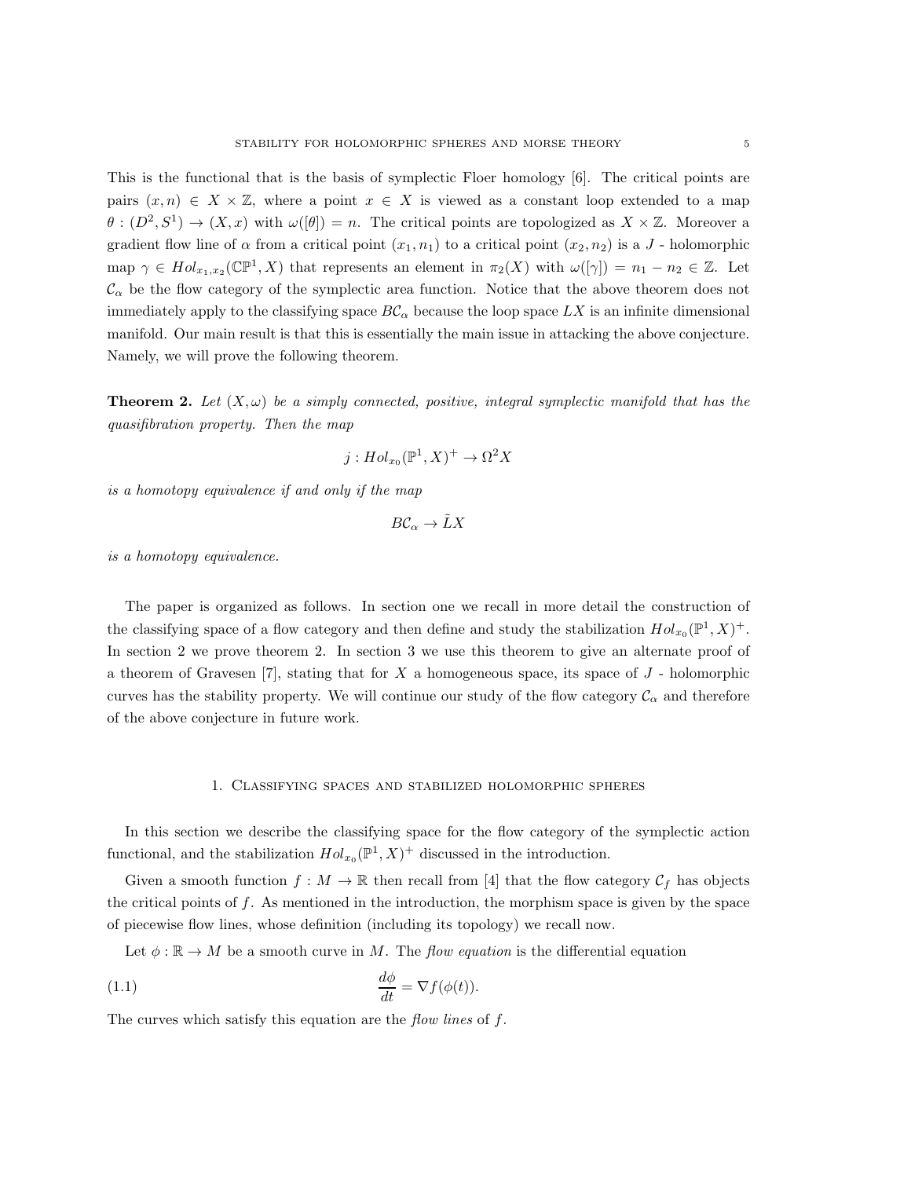This is the functional that is the basis of symplectic Floer homology [6]. The critical points are pairs $(x, n) \in X \times \mathbb{Z}$, where a point $x \in X$ is viewed as a constant loop extended to a map $\theta : (D^2, S^1) \to (X, x)$ with $\omega([\theta]) = n$. The critical points are topologized as $X \times \mathbb{Z}$. Moreover a gradient flow line of $\alpha$ from a critical point $(x_1, n_1)$ to a critical point $(x_2, n_2)$ is a $J$ - holomorphic map $\gamma \in Hol_{x_1,x_2}(\mathbb{CP}^1, X)$ that represents an element in $\pi_2(X)$ with $\omega([\gamma]) = n_1 - n_2 \in \mathbb{Z}$. Let $\mathcal{C}_\alpha$ be the flow category of the symplectic area function. Notice that the above theorem does not immediately apply to the classifying space $B\mathcal{C}_\alpha$ because the loop space $LX$ is an infinite dimensional manifold. Our main result is that this is essentially the main issue in attacking the above conjecture. Namely, we will prove the following theorem.

**Theorem 2.** *Let $(X, \omega)$ be a simply connected, positive, integral symplectic manifold that has the quasifibration property. Then the map*

$$j : Hol_{x_0}(\mathbb{P}^1, X)^+ \to \Omega^2 X$$

*is a homotopy equivalence if and only if the map*

$$B\mathcal{C}_\alpha \to \tilde{L}X$$

*is a homotopy equivalence.*

The paper is organized as follows. In section one we recall in more detail the construction of the classifying space of a flow category and then define and study the stabilization $Hol_{x_0}(\mathbb{P}^1, X)^+$. In section 2 we prove theorem 2. In section 3 we use this theorem to give an alternate proof of a theorem of Gravesen [7], stating that for $X$ a homogeneous space, its space of $J$ - holomorphic curves has the stability property. We will continue our study of the flow category $\mathcal{C}_\alpha$ and therefore of the above conjecture in future work.

## 1. Classifying spaces and stabilized holomorphic spheres

In this section we describe the classifying space for the flow category of the symplectic action functional, and the stabilization $Hol_{x_0}(\mathbb{P}^1, X)^+$ discussed in the introduction.

Given a smooth function $f : M \to \mathbb{R}$ then recall from [4] that the flow category $\mathcal{C}_f$ has objects the critical points of $f$. As mentioned in the introduction, the morphism space is given by the space of piecewise flow lines, whose definition (including its topology) we recall now.

Let $\phi : \mathbb{R} \to M$ be a smooth curve in $M$. The *flow equation* is the differential equation

$$\frac{d\phi}{dt} = \nabla f(\phi(t)). \tag{1.1}$$

The curves which satisfy this equation are the *flow lines* of $f$.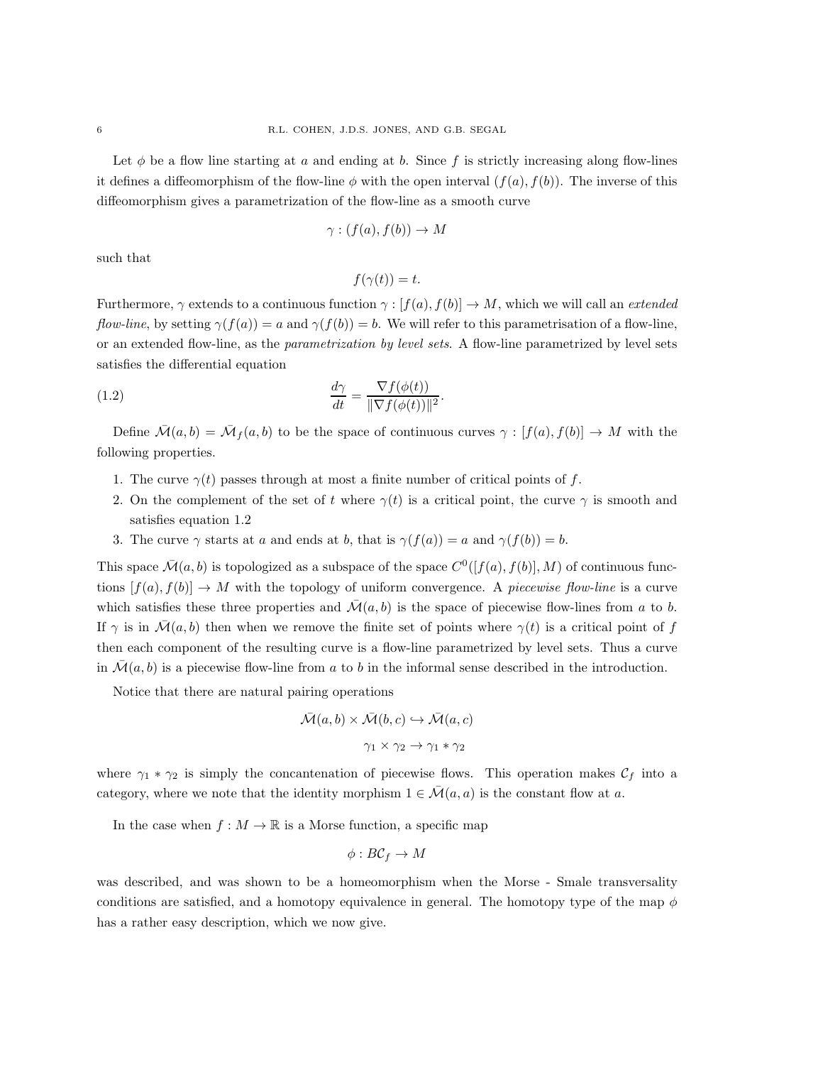Let $\phi$ be a flow line starting at $a$ and ending at $b$. Since $f$ is strictly increasing along flow-lines it defines a diffeomorphism of the flow-line $\phi$ with the open interval $(f(a), f(b))$. The inverse of this diffeomorphism gives a parametrization of the flow-line as a smooth curve

$$\gamma : (f(a), f(b)) \to M$$

such that

$$f(\gamma(t)) = t.$$

Furthermore, $\gamma$ extends to a continuous function $\gamma : [f(a), f(b)] \to M$, which we will call an *extended flow-line*, by setting $\gamma(f(a)) = a$ and $\gamma(f(b)) = b$. We will refer to this parametrisation of a flow-line, or an extended flow-line, as the *parametrization by level sets*. A flow-line parametrized by level sets satisfies the differential equation

$$\frac{d\gamma}{dt} = \frac{\nabla f(\phi(t))}{\|\nabla f(\phi(t))\|^2}. \tag{1.2}$$

Define $\bar{\mathcal{M}}(a, b) = \bar{\mathcal{M}}_f(a, b)$ to be the space of continuous curves $\gamma : [f(a), f(b)] \to M$ with the following properties.

1. The curve $\gamma(t)$ passes through at most a finite number of critical points of $f$.
2. On the complement of the set of $t$ where $\gamma(t)$ is a critical point, the curve $\gamma$ is smooth and satisfies equation 1.2
3. The curve $\gamma$ starts at $a$ and ends at $b$, that is $\gamma(f(a)) = a$ and $\gamma(f(b)) = b$.

This space $\bar{\mathcal{M}}(a, b)$ is topologized as a subspace of the space $C^0([f(a), f(b)], M)$ of continuous functions $[f(a), f(b)] \to M$ with the topology of uniform convergence. A *piecewise flow-line* is a curve which satisfies these three properties and $\bar{\mathcal{M}}(a, b)$ is the space of piecewise flow-lines from $a$ to $b$. If $\gamma$ is in $\bar{\mathcal{M}}(a, b)$ then when we remove the finite set of points where $\gamma(t)$ is a critical point of $f$ then each component of the resulting curve is a flow-line parametrized by level sets. Thus a curve in $\bar{\mathcal{M}}(a, b)$ is a piecewise flow-line from $a$ to $b$ in the informal sense described in the introduction.

Notice that there are natural pairing operations

$$\bar{\mathcal{M}}(a, b) \times \bar{\mathcal{M}}(b, c) \hookrightarrow \bar{\mathcal{M}}(a, c)$$

$$\gamma_1 \times \gamma_2 \to \gamma_1 * \gamma_2$$

where $\gamma_1 * \gamma_2$ is simply the concantenation of piecewise flows. This operation makes $\mathcal{C}_f$ into a category, where we note that the identity morphism $1 \in \bar{\mathcal{M}}(a, a)$ is the constant flow at $a$.

In the case when $f : M \to \mathbb{R}$ is a Morse function, a specific map

$$\phi : B\mathcal{C}_f \to M$$

was described, and was shown to be a homeomorphism when the Morse - Smale transversality conditions are satisfied, and a homotopy equivalence in general. The homotopy type of the map $\phi$ has a rather easy description, which we now give.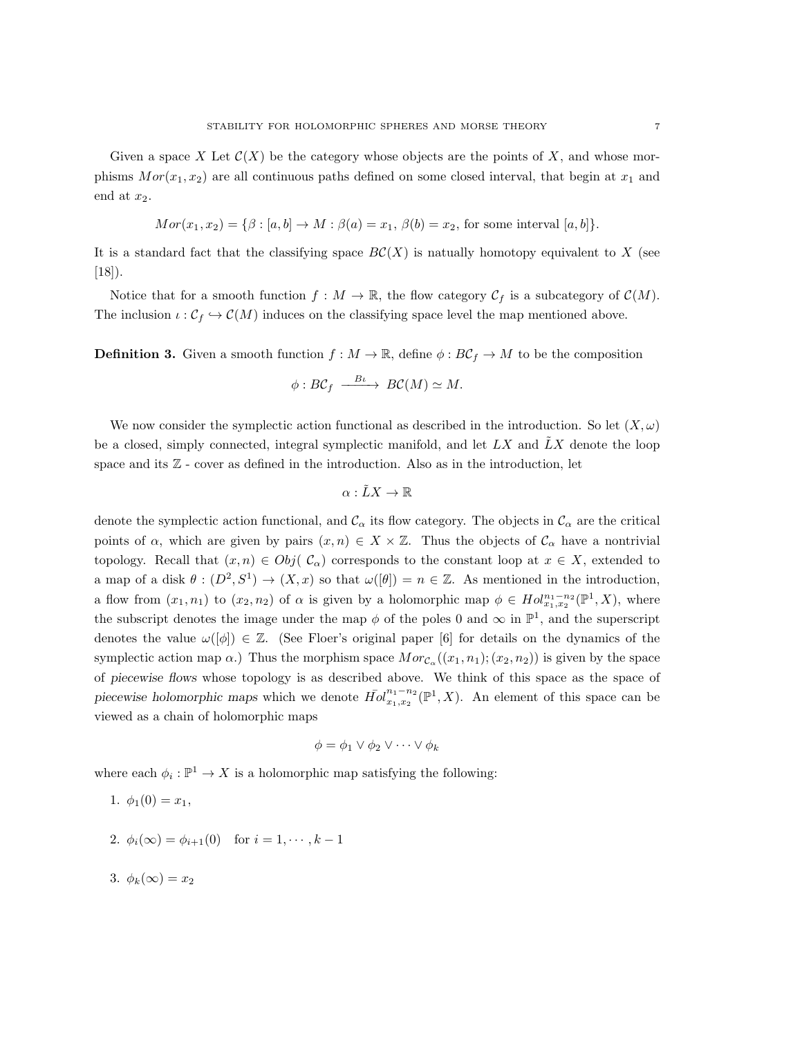Given a space $X$ Let $\mathcal{C}(X)$ be the category whose objects are the points of $X$, and whose morphisms $Mor(x_1, x_2)$ are all continuous paths defined on some closed interval, that begin at $x_1$ and end at $x_2$.

$$Mor(x_1, x_2) = \{\beta : [a, b] \to M : \beta(a) = x_1,\, \beta(b) = x_2, \text{ for some interval } [a, b]\}.$$

It is a standard fact that the classifying space $B\mathcal{C}(X)$ is natually homotopy equivalent to $X$ (see [18]).

Notice that for a smooth function $f : M \to \mathbb{R}$, the flow category $\mathcal{C}_f$ is a subcategory of $\mathcal{C}(M)$. The inclusion $\iota : \mathcal{C}_f \hookrightarrow \mathcal{C}(M)$ induces on the classifying space level the map mentioned above.

**Definition 3.** Given a smooth function $f : M \to \mathbb{R}$, define $\phi : B\mathcal{C}_f \to M$ to be the composition

$$\phi : B\mathcal{C}_f \xrightarrow{B\iota} B\mathcal{C}(M) \simeq M.$$

We now consider the symplectic action functional as described in the introduction. So let $(X, \omega)$ be a closed, simply connected, integral symplectic manifold, and let $LX$ and $\tilde{L}X$ denote the loop space and its $\mathbb{Z}$ - cover as defined in the introduction. Also as in the introduction, let

$$\alpha : \tilde{L}X \to \mathbb{R}$$

denote the symplectic action functional, and $\mathcal{C}_\alpha$ its flow category. The objects in $\mathcal{C}_\alpha$ are the critical points of $\alpha$, which are given by pairs $(x, n) \in X \times \mathbb{Z}$. Thus the objects of $\mathcal{C}_\alpha$ have a nontrivial topology. Recall that $(x, n) \in Obj(\mathcal{C}_\alpha)$ corresponds to the constant loop at $x \in X$, extended to a map of a disk $\theta : (D^2, S^1) \to (X, x)$ so that $\omega([\theta]) = n \in \mathbb{Z}$. As mentioned in the introduction, a flow from $(x_1, n_1)$ to $(x_2, n_2)$ of $\alpha$ is given by a holomorphic map $\phi \in Hol^{n_1 - n_2}_{x_1, x_2}(\mathbb{P}^1, X)$, where the subscript denotes the image under the map $\phi$ of the poles $0$ and $\infty$ in $\mathbb{P}^1$, and the superscript denotes the value $\omega([\phi]) \in \mathbb{Z}$. (See Floer's original paper [6] for details on the dynamics of the symplectic action map $\alpha$.) Thus the morphism space $Mor_{\mathcal{C}_\alpha}((x_1, n_1); (x_2, n_2))$ is given by the space of *piecewise flows* whose topology is as described above. We think of this space as the space of *piecewise holomorphic maps* which we denote $\bar{Hol}^{n_1 - n_2}_{x_1, x_2}(\mathbb{P}^1, X)$. An element of this space can be viewed as a chain of holomorphic maps

$$\phi = \phi_1 \vee \phi_2 \vee \cdots \vee \phi_k$$

where each $\phi_i : \mathbb{P}^1 \to X$ is a holomorphic map satisfying the following:

1. $\phi_1(0) = x_1$,
2. $\phi_i(\infty) = \phi_{i+1}(0) \quad \text{for } i = 1, \cdots, k - 1$
3. $\phi_k(\infty) = x_2$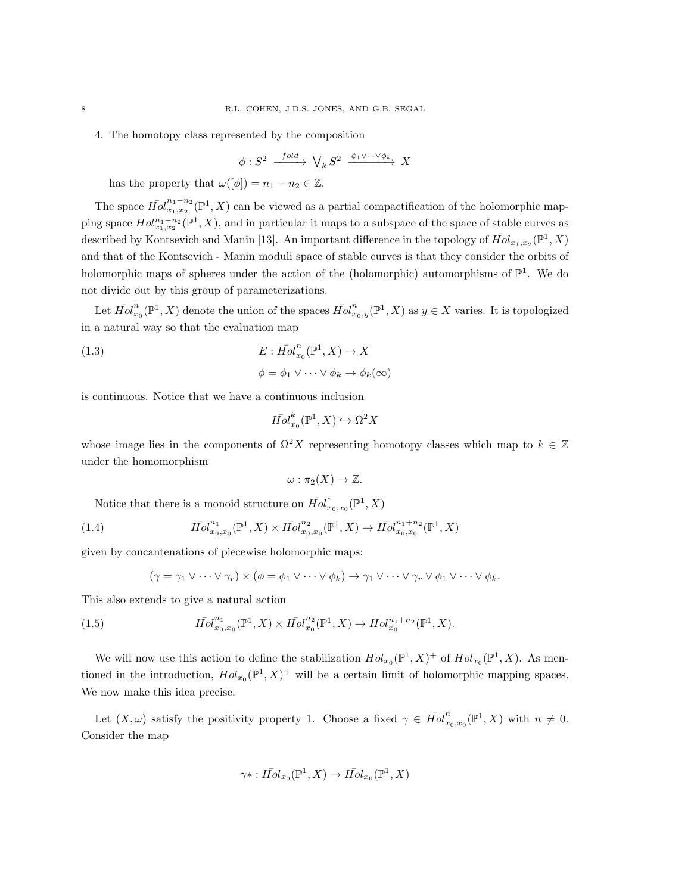4. The homotopy class represented by the composition

$$\phi : S^2 \xrightarrow{fold} \bigvee_k S^2 \xrightarrow{\phi_1 \vee \cdots \vee \phi_k} X$$

has the property that $\omega([\phi]) = n_1 - n_2 \in \mathbb{Z}$.

The space $\bar{Hol}^{n_1-n_2}_{x_1,x_2}(\mathbb{P}^1, X)$ can be viewed as a partial compactification of the holomorphic mapping space $Hol^{n_1-n_2}_{x_1,x_2}(\mathbb{P}^1, X)$, and in particular it maps to a subspace of the space of stable curves as described by Kontsevich and Manin [13]. An important difference in the topology of $\bar{Hol}_{x_1,x_2}(\mathbb{P}^1, X)$ and that of the Kontsevich - Manin moduli space of stable curves is that they consider the orbits of holomorphic maps of spheres under the action of the (holomorphic) automorphisms of $\mathbb{P}^1$. We do not divide out by this group of parameterizations.

Let $\bar{Hol}^n_{x_0}(\mathbb{P}^1, X)$ denote the union of the spaces $\bar{Hol}^n_{x_0,y}(\mathbb{P}^1, X)$ as $y \in X$ varies. It is topologized in a natural way so that the evaluation map

$$E : \bar{Hol}^n_{x_0}(\mathbb{P}^1, X) \to X \tag{1.3}$$

$$\phi = \phi_1 \vee \cdots \vee \phi_k \to \phi_k(\infty)$$

is continuous. Notice that we have a continuous inclusion

$$\bar{Hol}^k_{x_0}(\mathbb{P}^1, X) \hookrightarrow \Omega^2 X$$

whose image lies in the components of $\Omega^2 X$ representing homotopy classes which map to $k \in \mathbb{Z}$ under the homomorphism

$$\omega : \pi_2(X) \to \mathbb{Z}.$$

Notice that there is a monoid structure on $\bar{Hol}^*_{x_0,x_0}(\mathbb{P}^1, X)$

$$\bar{Hol}^{n_1}_{x_0,x_0}(\mathbb{P}^1, X) \times \bar{Hol}^{n_2}_{x_0,x_0}(\mathbb{P}^1, X) \to \bar{Hol}^{n_1+n_2}_{x_0,x_0}(\mathbb{P}^1, X) \tag{1.4}$$

given by concantenations of piecewise holomorphic maps:

$$(\gamma = \gamma_1 \vee \cdots \vee \gamma_r) \times (\phi = \phi_1 \vee \cdots \vee \phi_k) \to \gamma_1 \vee \cdots \vee \gamma_r \vee \phi_1 \vee \cdots \vee \phi_k.$$

This also extends to give a natural action

$$\bar{Hol}^{n_1}_{x_0,x_0}(\mathbb{P}^1, X) \times \bar{Hol}^{n_2}_{x_0}(\mathbb{P}^1, X) \to Hol^{n_1+n_2}_{x_0}(\mathbb{P}^1, X). \tag{1.5}$$

We will now use this action to define the stabilization $Hol_{x_0}(\mathbb{P}^1, X)^+$ of $Hol_{x_0}(\mathbb{P}^1, X)$. As mentioned in the introduction, $Hol_{x_0}(\mathbb{P}^1, X)^+$ will be a certain limit of holomorphic mapping spaces. We now make this idea precise.

Let $(X, \omega)$ satisfy the positivity property 1. Choose a fixed $\gamma \in \bar{Hol}^n_{x_0,x_0}(\mathbb{P}^1, X)$ with $n \neq 0$. Consider the map

$$\gamma * : \bar{Hol}_{x_0}(\mathbb{P}^1, X) \to \bar{Hol}_{x_0}(\mathbb{P}^1, X)$$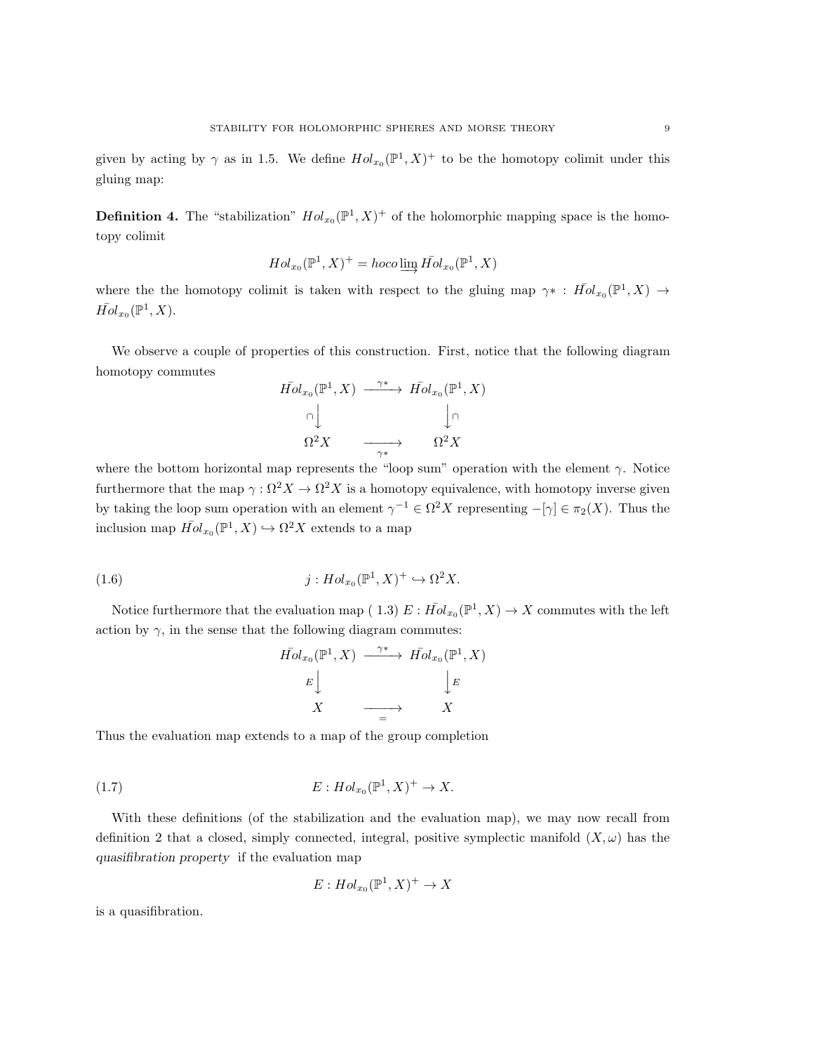given by acting by $\gamma$ as in 1.5. We define $Hol_{x_0}(\mathbb{P}^1, X)^+$ to be the homotopy colimit under this gluing map:

**Definition 4.** The "stabilization" $Hol_{x_0}(\mathbb{P}^1, X)^+$ of the holomorphic mapping space is the homotopy colimit

$$Hol_{x_0}(\mathbb{P}^1, X)^+ = hoco\varinjlim \bar{Hol}_{x_0}(\mathbb{P}^1, X)$$

where the the homotopy colimit is taken with respect to the gluing map $\gamma* : \bar{Hol}_{x_0}(\mathbb{P}^1, X) \to \bar{Hol}_{x_0}(\mathbb{P}^1, X)$.

We observe a couple of properties of this construction. First, notice that the following diagram homotopy commutes

$$\begin{array}{ccc} \bar{Hol}_{x_0}(\mathbb{P}^1, X) & \xrightarrow{\gamma*} & \bar{Hol}_{x_0}(\mathbb{P}^1, X) \\ \cap\downarrow & & \downarrow\cap \\ \Omega^2 X & \xrightarrow[\gamma*]{} & \Omega^2 X \end{array}$$

where the bottom horizontal map represents the "loop sum" operation with the element $\gamma$. Notice furthermore that the map $\gamma : \Omega^2 X \to \Omega^2 X$ is a homotopy equivalence, with homotopy inverse given by taking the loop sum operation with an element $\gamma^{-1} \in \Omega^2 X$ representing $-[\gamma] \in \pi_2(X)$. Thus the inclusion map $\bar{Hol}_{x_0}(\mathbb{P}^1, X) \hookrightarrow \Omega^2 X$ extends to a map

$$j : Hol_{x_0}(\mathbb{P}^1, X)^+ \hookrightarrow \Omega^2 X. \tag{1.6}$$

Notice furthermore that the evaluation map ( 1.3) $E : \bar{Hol}_{x_0}(\mathbb{P}^1, X) \to X$ commutes with the left action by $\gamma$, in the sense that the following diagram commutes:

$$\begin{array}{ccc} \bar{Hol}_{x_0}(\mathbb{P}^1, X) & \xrightarrow{\gamma*} & \bar{Hol}_{x_0}(\mathbb{P}^1, X) \\ E\downarrow & & \downarrow E \\ X & \xrightarrow[=]{} & X \end{array}$$

Thus the evaluation map extends to a map of the group completion

$$E : Hol_{x_0}(\mathbb{P}^1, X)^+ \to X. \tag{1.7}$$

With these definitions (of the stabilization and the evaluation map), we may now recall from definition 2 that a closed, simply connected, integral, positive symplectic manifold $(X, \omega)$ has the *quasifibration property* if the evaluation map

$$E : Hol_{x_0}(\mathbb{P}^1, X)^+ \to X$$

is a quasifibration.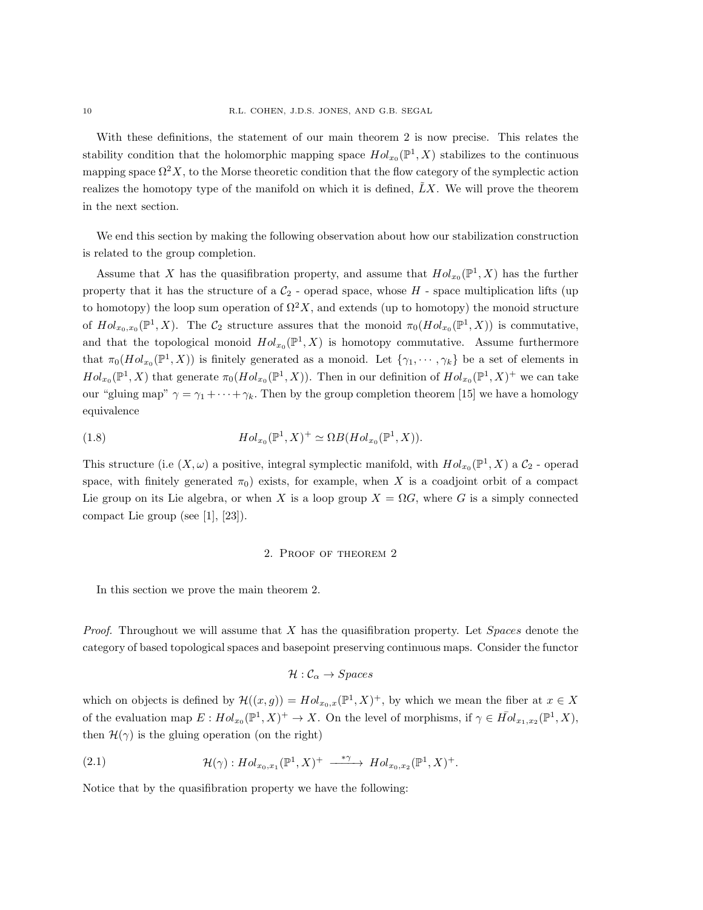With these definitions, the statement of our main theorem 2 is now precise. This relates the stability condition that the holomorphic mapping space $Hol_{x_0}(\mathbb{P}^1, X)$ stabilizes to the continuous mapping space $\Omega^2 X$, to the Morse theoretic condition that the flow category of the symplectic action realizes the homotopy type of the manifold on which it is defined, $\tilde{L}X$. We will prove the theorem in the next section.

We end this section by making the following observation about how our stabilization construction is related to the group completion.

Assume that $X$ has the quasifibration property, and assume that $Hol_{x_0}(\mathbb{P}^1, X)$ has the further property that it has the structure of a $\mathcal{C}_2$ - operad space, whose $H$ - space multiplication lifts (up to homotopy) the loop sum operation of $\Omega^2 X$, and extends (up to homotopy) the monoid structure of $Hol_{x_0,x_0}(\mathbb{P}^1, X)$. The $\mathcal{C}_2$ structure assures that the monoid $\pi_0(Hol_{x_0}(\mathbb{P}^1, X))$ is commutative, and that the topological monoid $Hol_{x_0}(\mathbb{P}^1, X)$ is homotopy commutative. Assume furthermore that $\pi_0(Hol_{x_0}(\mathbb{P}^1, X))$ is finitely generated as a monoid. Let $\{\gamma_1, \cdots, \gamma_k\}$ be a set of elements in $Hol_{x_0}(\mathbb{P}^1, X)$ that generate $\pi_0(Hol_{x_0}(\mathbb{P}^1, X))$. Then in our definition of $Hol_{x_0}(\mathbb{P}^1, X)^+$ we can take our "gluing map" $\gamma = \gamma_1 + \cdots + \gamma_k$. Then by the group completion theorem [15] we have a homology equivalence

$$Hol_{x_0}(\mathbb{P}^1, X)^+ \simeq \Omega B(Hol_{x_0}(\mathbb{P}^1, X)). \tag{1.8}$$

This structure (i.e $(X, \omega)$ a positive, integral symplectic manifold, with $Hol_{x_0}(\mathbb{P}^1, X)$ a $\mathcal{C}_2$ - operad space, with finitely generated $\pi_0$) exists, for example, when $X$ is a coadjoint orbit of a compact Lie group on its Lie algebra, or when $X$ is a loop group $X = \Omega G$, where $G$ is a simply connected compact Lie group (see [1], [23]).

## 2. Proof of theorem 2

In this section we prove the main theorem 2.

*Proof.* Throughout we will assume that $X$ has the quasifibration property. Let *Spaces* denote the category of based topological spaces and basepoint preserving continuous maps. Consider the functor

$$\mathcal{H} : \mathcal{C}_\alpha \to Spaces$$

which on objects is defined by $\mathcal{H}((x, g)) = Hol_{x_0,x}(\mathbb{P}^1, X)^+$, by which we mean the fiber at $x \in X$ of the evaluation map $E : Hol_{x_0}(\mathbb{P}^1, X)^+ \to X$. On the level of morphisms, if $\gamma \in \bar{Hol}_{x_1,x_2}(\mathbb{P}^1, X)$, then $\mathcal{H}(\gamma)$ is the gluing operation (on the right)

$$\mathcal{H}(\gamma) : Hol_{x_0,x_1}(\mathbb{P}^1, X)^+ \xrightarrow{*\gamma} Hol_{x_0,x_2}(\mathbb{P}^1, X)^+. \tag{2.1}$$

Notice that by the quasifibration property we have the following: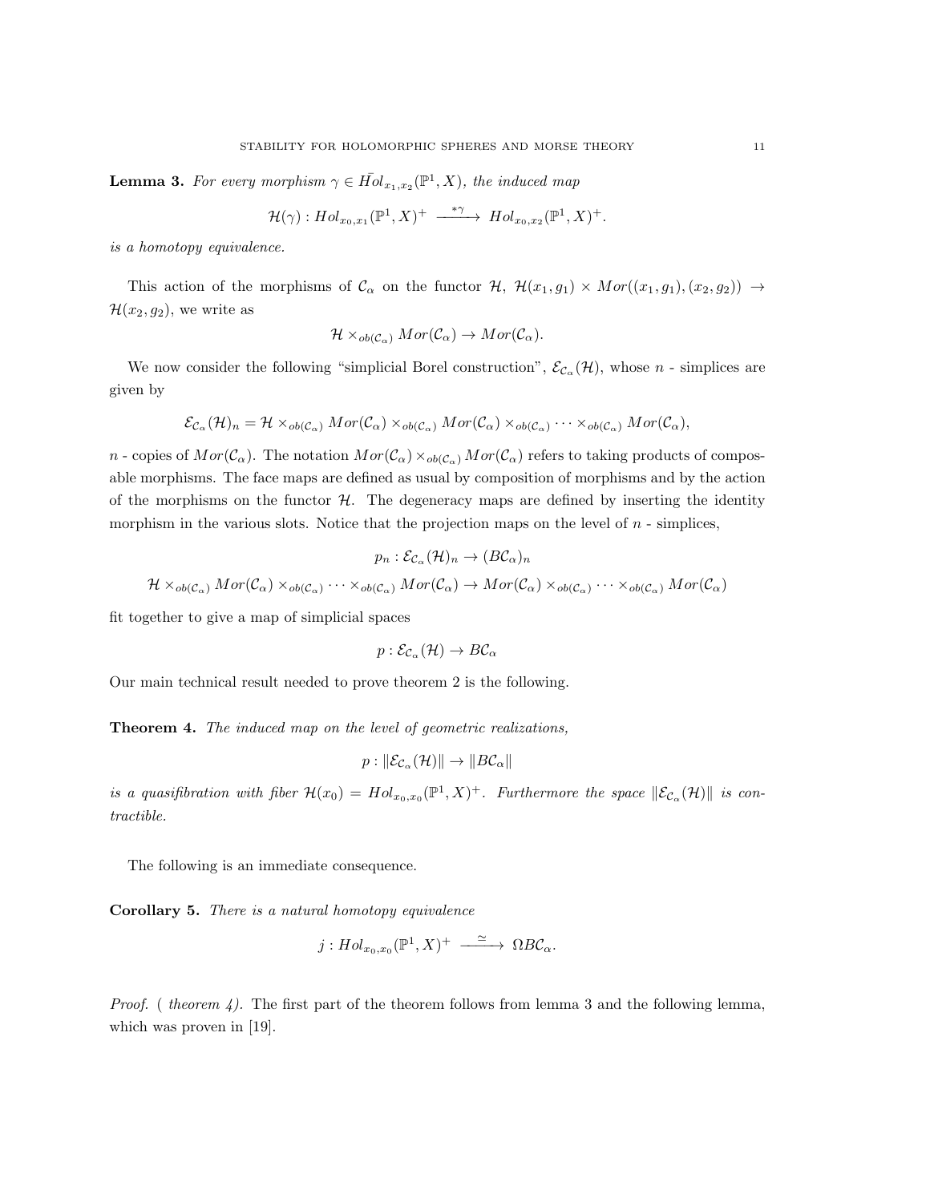**Lemma 3.** *For every morphism $\gamma \in \bar{Hol}_{x_1,x_2}(\mathbb{P}^1, X)$, the induced map*

$$\mathcal{H}(\gamma) : Hol_{x_0,x_1}(\mathbb{P}^1, X)^+ \xrightarrow{\ *\gamma\ } Hol_{x_0,x_2}(\mathbb{P}^1, X)^+.$$

*is a homotopy equivalence.*

This action of the morphisms of $\mathcal{C}_\alpha$ on the functor $\mathcal{H}$, $\mathcal{H}(x_1, g_1) \times Mor((x_1, g_1), (x_2, g_2)) \to \mathcal{H}(x_2, g_2)$, we write as

$$\mathcal{H} \times_{ob(\mathcal{C}_\alpha)} Mor(\mathcal{C}_\alpha) \to Mor(\mathcal{C}_\alpha).$$

We now consider the following "simplicial Borel construction", $\mathcal{E}_{\mathcal{C}_\alpha}(\mathcal{H})$, whose $n$ - simplices are given by

$$\mathcal{E}_{\mathcal{C}_\alpha}(\mathcal{H})_n = \mathcal{H} \times_{ob(\mathcal{C}_\alpha)} Mor(\mathcal{C}_\alpha) \times_{ob(\mathcal{C}_\alpha)} Mor(\mathcal{C}_\alpha) \times_{ob(\mathcal{C}_\alpha)} \cdots \times_{ob(\mathcal{C}_\alpha)} Mor(\mathcal{C}_\alpha),$$

$n$ - copies of $Mor(\mathcal{C}_\alpha)$. The notation $Mor(\mathcal{C}_\alpha) \times_{ob(\mathcal{C}_\alpha)} Mor(\mathcal{C}_\alpha)$ refers to taking products of composable morphisms. The face maps are defined as usual by composition of morphisms and by the action of the morphisms on the functor $\mathcal{H}$. The degeneracy maps are defined by inserting the identity morphism in the various slots. Notice that the projection maps on the level of $n$ - simplices,

$$p_n : \mathcal{E}_{\mathcal{C}_\alpha}(\mathcal{H})_n \to (B\mathcal{C}_\alpha)_n$$

$$\mathcal{H} \times_{ob(\mathcal{C}_\alpha)} Mor(\mathcal{C}_\alpha) \times_{ob(\mathcal{C}_\alpha)} \cdots \times_{ob(\mathcal{C}_\alpha)} Mor(\mathcal{C}_\alpha) \to Mor(\mathcal{C}_\alpha) \times_{ob(\mathcal{C}_\alpha)} \cdots \times_{ob(\mathcal{C}_\alpha)} Mor(\mathcal{C}_\alpha)$$

fit together to give a map of simplicial spaces

$$p : \mathcal{E}_{\mathcal{C}_\alpha}(\mathcal{H}) \to B\mathcal{C}_\alpha$$

Our main technical result needed to prove theorem 2 is the following.

**Theorem 4.** *The induced map on the level of geometric realizations,*

$$p : \|\mathcal{E}_{\mathcal{C}_\alpha}(\mathcal{H})\| \to \|B\mathcal{C}_\alpha\|$$

*is a quasifibration with fiber $\mathcal{H}(x_0) = Hol_{x_0,x_0}(\mathbb{P}^1, X)^+$. Furthermore the space $\|\mathcal{E}_{\mathcal{C}_\alpha}(\mathcal{H})\|$ is contractible.*

The following is an immediate consequence.

**Corollary 5.** *There is a natural homotopy equivalence*

$$j : Hol_{x_0,x_0}(\mathbb{P}^1, X)^+ \xrightarrow{\ \simeq\ } \Omega B\mathcal{C}_\alpha.$$

*Proof.* ( *theorem 4*). The first part of the theorem follows from lemma 3 and the following lemma, which was proven in [19].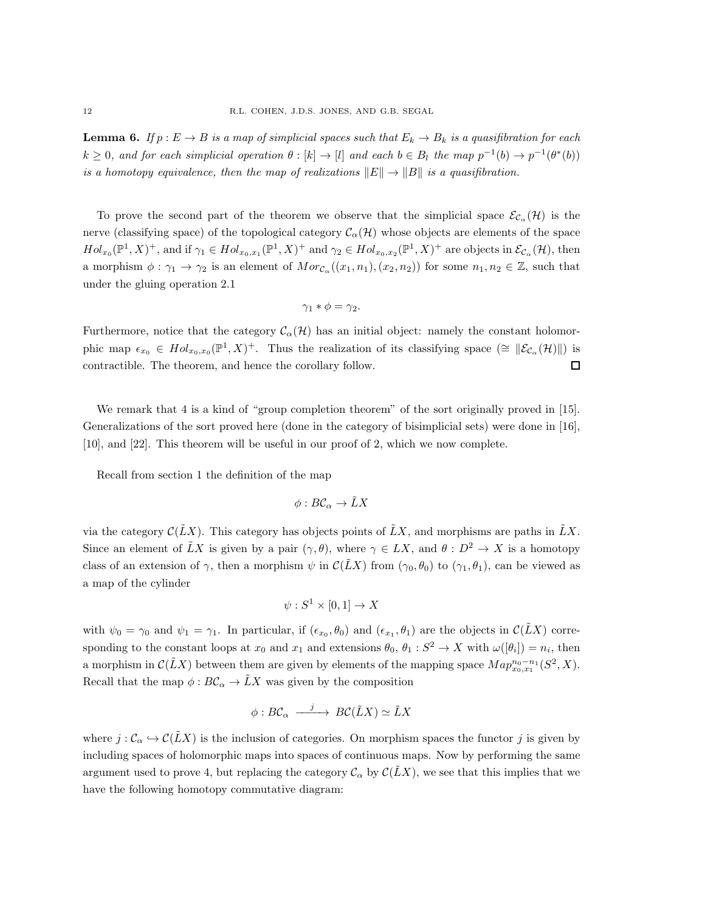**Lemma 6.** *If $p : E \to B$ is a map of simplicial spaces such that $E_k \to B_k$ is a quasifibration for each $k \geq 0$, and for each simplicial operation $\theta : [k] \to [l]$ and each $b \in B_l$ the map $p^{-1}(b) \to p^{-1}(\theta^*(b))$ is a homotopy equivalence, then the map of realizations $\|E\| \to \|B\|$ is a quasifibration.*

To prove the second part of the theorem we observe that the simplicial space $\mathcal{E}_{\mathcal{C}_\alpha}(\mathcal{H})$ is the nerve (classifying space) of the topological category $\mathcal{C}_\alpha(\mathcal{H})$ whose objects are elements of the space $Hol_{x_0}(\mathbb{P}^1, X)^+$, and if $\gamma_1 \in Hol_{x_0,x_1}(\mathbb{P}^1, X)^+$ and $\gamma_2 \in Hol_{x_0,x_2}(\mathbb{P}^1, X)^+$ are objects in $\mathcal{E}_{\mathcal{C}_\alpha}(\mathcal{H})$, then a morphism $\phi : \gamma_1 \to \gamma_2$ is an element of $Mor_{\mathcal{C}_\alpha}((x_1, n_1), (x_2, n_2))$ for some $n_1, n_2 \in \mathbb{Z}$, such that under the gluing operation 2.1

$$\gamma_1 * \phi = \gamma_2.$$

Furthermore, notice that the category $\mathcal{C}_\alpha(\mathcal{H})$ has an initial object: namely the constant holomorphic map $\epsilon_{x_0} \in Hol_{x_0,x_0}(\mathbb{P}^1, X)^+$. Thus the realization of its classifying space ($\cong \|\mathcal{E}_{\mathcal{C}_\alpha}(\mathcal{H})\|$) is contractible. The theorem, and hence the corollary follow. □

We remark that 4 is a kind of "group completion theorem" of the sort originally proved in [15]. Generalizations of the sort proved here (done in the category of bisimplicial sets) were done in [16], [10], and [22]. This theorem will be useful in our proof of 2, which we now complete.

Recall from section 1 the definition of the map

$$\phi : B\mathcal{C}_\alpha \to \tilde{L}X$$

via the category $\mathcal{C}(\tilde{L}X)$. This category has objects points of $\tilde{L}X$, and morphisms are paths in $\tilde{L}X$. Since an element of $\tilde{L}X$ is given by a pair $(\gamma, \theta)$, where $\gamma \in LX$, and $\theta : D^2 \to X$ is a homotopy class of an extension of $\gamma$, then a morphism $\psi$ in $\mathcal{C}(\tilde{L}X)$ from $(\gamma_0, \theta_0)$ to $(\gamma_1, \theta_1)$, can be viewed as a map of the cylinder

$$\psi : S^1 \times [0,1] \to X$$

with $\psi_0 = \gamma_0$ and $\psi_1 = \gamma_1$. In particular, if $(\epsilon_{x_0}, \theta_0)$ and $(\epsilon_{x_1}, \theta_1)$ are the objects in $\mathcal{C}(\tilde{L}X)$ corresponding to the constant loops at $x_0$ and $x_1$ and extensions $\theta_0$, $\theta_1 : S^2 \to X$ with $\omega([\theta_i]) = n_i$, then a morphism in $\mathcal{C}(\tilde{L}X)$ between them are given by elements of the mapping space $Map^{n_0 - n_1}_{x_0,x_1}(S^2, X)$. Recall that the map $\phi : B\mathcal{C}_\alpha \to \tilde{L}X$ was given by the composition

$$\phi : B\mathcal{C}_\alpha \xrightarrow{\;\;j\;\;} B\mathcal{C}(\tilde{L}X) \simeq \tilde{L}X$$

where $j : \mathcal{C}_\alpha \hookrightarrow \mathcal{C}(\tilde{L}X)$ is the inclusion of categories. On morphism spaces the functor $j$ is given by including spaces of holomorphic maps into spaces of continuous maps. Now by performing the same argument used to prove 4, but replacing the category $\mathcal{C}_\alpha$ by $\mathcal{C}(\tilde{L}X)$, we see that this implies that we have the following homotopy commutative diagram: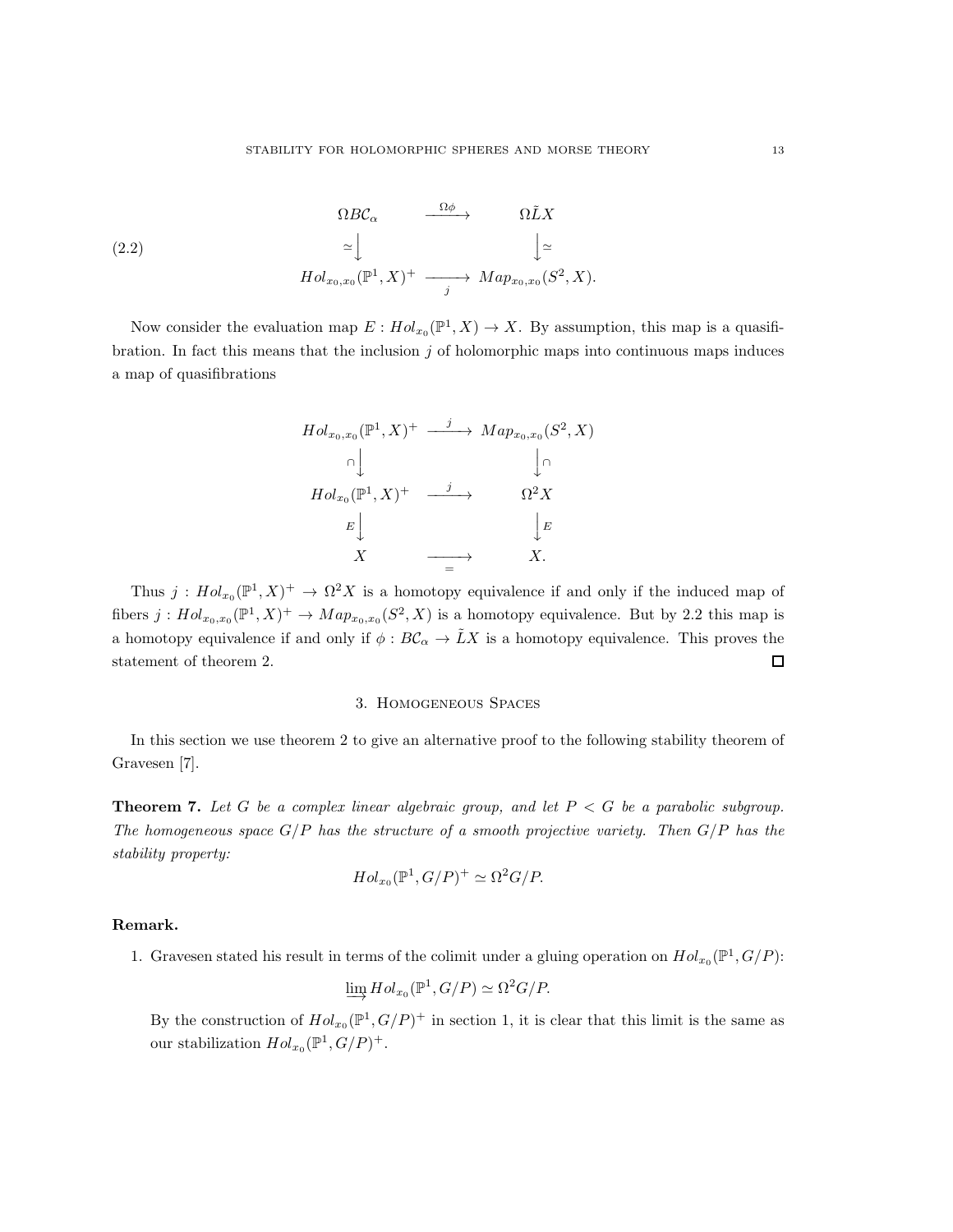$$
\begin{array}{ccc}
\Omega B\mathcal{C}_\alpha & \xrightarrow{\Omega\phi} & \Omega\tilde{L}X \\
\simeq\big\downarrow & & \big\downarrow\simeq \\
Hol_{x_0,x_0}(\mathbb{P}^1,X)^+ & \xrightarrow[j]{} & Map_{x_0,x_0}(S^2,X).
\end{array}
\tag{2.2}
$$

Now consider the evaluation map $E : Hol_{x_0}(\mathbb{P}^1, X) \to X$. By assumption, this map is a quasifibration. In fact this means that the inclusion $j$ of holomorphic maps into continuous maps induces a map of quasifibrations

$$
\begin{array}{ccc}
Hol_{x_0,x_0}(\mathbb{P}^1,X)^+ & \xrightarrow{j} & Map_{x_0,x_0}(S^2,X) \\
\cap\big\downarrow & & \big\downarrow\cap \\
Hol_{x_0}(\mathbb{P}^1,X)^+ & \xrightarrow{j} & \Omega^2 X \\
E\big\downarrow & & \big\downarrow E \\
X & \xrightarrow[=]{} & X.
\end{array}
$$

Thus $j : Hol_{x_0}(\mathbb{P}^1, X)^+ \to \Omega^2 X$ is a homotopy equivalence if and only if the induced map of fibers $j : Hol_{x_0,x_0}(\mathbb{P}^1, X)^+ \to Map_{x_0,x_0}(S^2, X)$ is a homotopy equivalence. But by 2.2 this map is a homotopy equivalence if and only if $\phi : B\mathcal{C}_\alpha \to \tilde{L}X$ is a homotopy equivalence. This proves the statement of theorem 2. ☐

## 3. Homogeneous Spaces

In this section we use theorem 2 to give an alternative proof to the following stability theorem of Gravesen [7].

**Theorem 7.** *Let $G$ be a complex linear algebraic group, and let $P < G$ be a parabolic subgroup. The homogeneous space $G/P$ has the structure of a smooth projective variety. Then $G/P$ has the stability property:*

$$Hol_{x_0}(\mathbb{P}^1, G/P)^+ \simeq \Omega^2 G/P.$$

**Remark.**

1. Gravesen stated his result in terms of the colimit under a gluing operation on $Hol_{x_0}(\mathbb{P}^1, G/P)$:

$$\varinjlim Hol_{x_0}(\mathbb{P}^1, G/P) \simeq \Omega^2 G/P.$$

By the construction of $Hol_{x_0}(\mathbb{P}^1, G/P)^+$ in section 1, it is clear that this limit is the same as our stabilization $Hol_{x_0}(\mathbb{P}^1, G/P)^+$.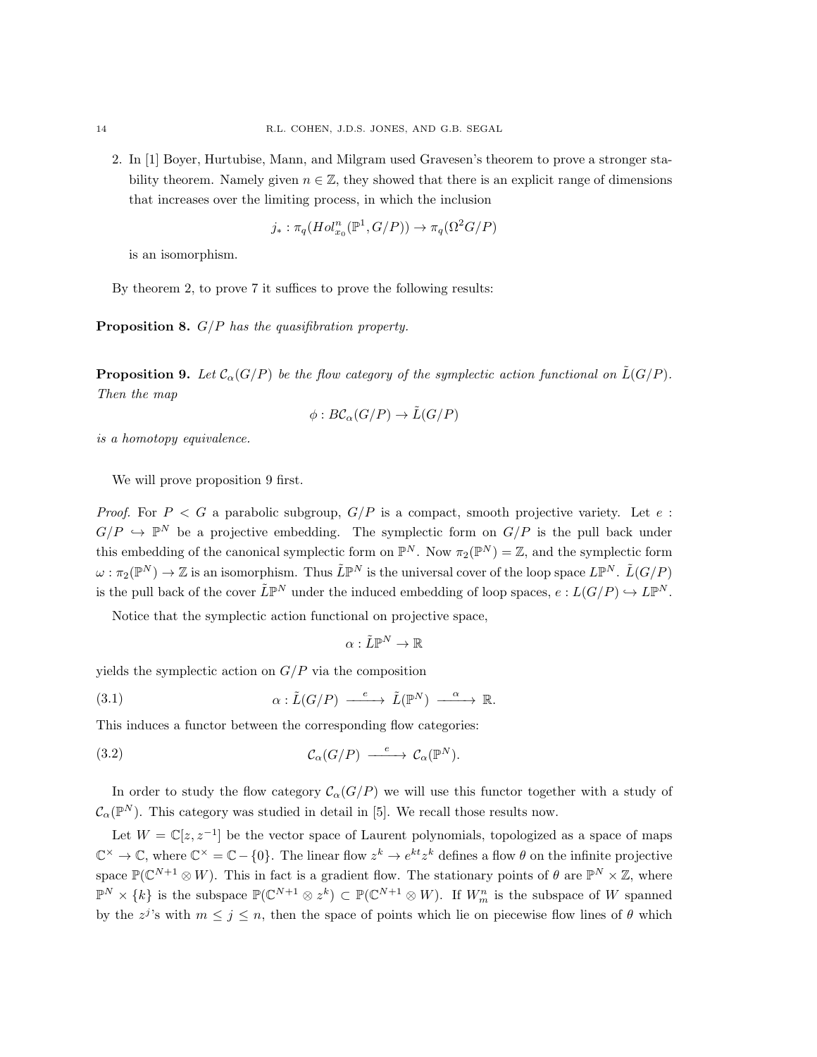2. In [1] Boyer, Hurtubise, Mann, and Milgram used Gravesen's theorem to prove a stronger stability theorem. Namely given $n \in \mathbb{Z}$, they showed that there is an explicit range of dimensions that increases over the limiting process, in which the inclusion

$$j_* : \pi_q(Hol^n_{x_0}(\mathbb{P}^1, G/P)) \to \pi_q(\Omega^2 G/P)$$

is an isomorphism.

By theorem 2, to prove 7 it suffices to prove the following results:

**Proposition 8.** *$G/P$ has the quasifibration property.*

**Proposition 9.** *Let $\mathcal{C}_\alpha(G/P)$ be the flow category of the symplectic action functional on $\tilde{L}(G/P)$. Then the map*

$$\phi : B\mathcal{C}_\alpha(G/P) \to \tilde{L}(G/P)$$

*is a homotopy equivalence.*

We will prove proposition 9 first.

*Proof.* For $P < G$ a parabolic subgroup, $G/P$ is a compact, smooth projective variety. Let $e : G/P \hookrightarrow \mathbb{P}^N$ be a projective embedding. The symplectic form on $G/P$ is the pull back under this embedding of the canonical symplectic form on $\mathbb{P}^N$. Now $\pi_2(\mathbb{P}^N) = \mathbb{Z}$, and the symplectic form $\omega : \pi_2(\mathbb{P}^N) \to \mathbb{Z}$ is an isomorphism. Thus $\tilde{L}\mathbb{P}^N$ is the universal cover of the loop space $L\mathbb{P}^N$. $\tilde{L}(G/P)$ is the pull back of the cover $\tilde{L}\mathbb{P}^N$ under the induced embedding of loop spaces, $e : L(G/P) \hookrightarrow L\mathbb{P}^N$.

Notice that the symplectic action functional on projective space,

$$\alpha : \tilde{L}\mathbb{P}^N \to \mathbb{R}$$

yields the symplectic action on $G/P$ via the composition

$$\alpha : \tilde{L}(G/P) \xrightarrow{\ e\ } \tilde{L}(\mathbb{P}^N) \xrightarrow{\ \alpha\ } \mathbb{R}. \tag{3.1}$$

This induces a functor between the corresponding flow categories:

$$\mathcal{C}_\alpha(G/P) \xrightarrow{\ e\ } \mathcal{C}_\alpha(\mathbb{P}^N). \tag{3.2}$$

In order to study the flow category $\mathcal{C}_\alpha(G/P)$ we will use this functor together with a study of $\mathcal{C}_\alpha(\mathbb{P}^N)$. This category was studied in detail in [5]. We recall those results now.

Let $W = \mathbb{C}[z, z^{-1}]$ be the vector space of Laurent polynomials, topologized as a space of maps $\mathbb{C}^\times \to \mathbb{C}$, where $\mathbb{C}^\times = \mathbb{C} - \{0\}$. The linear flow $z^k \to e^{kt} z^k$ defines a flow $\theta$ on the infinite projective space $\mathbb{P}(\mathbb{C}^{N+1} \otimes W)$. This in fact is a gradient flow. The stationary points of $\theta$ are $\mathbb{P}^N \times \mathbb{Z}$, where $\mathbb{P}^N \times \{k\}$ is the subspace $\mathbb{P}(\mathbb{C}^{N+1} \otimes z^k) \subset \mathbb{P}(\mathbb{C}^{N+1} \otimes W)$. If $W^n_m$ is the subspace of $W$ spanned by the $z^j$'s with $m \leq j \leq n$, then the space of points which lie on piecewise flow lines of $\theta$ which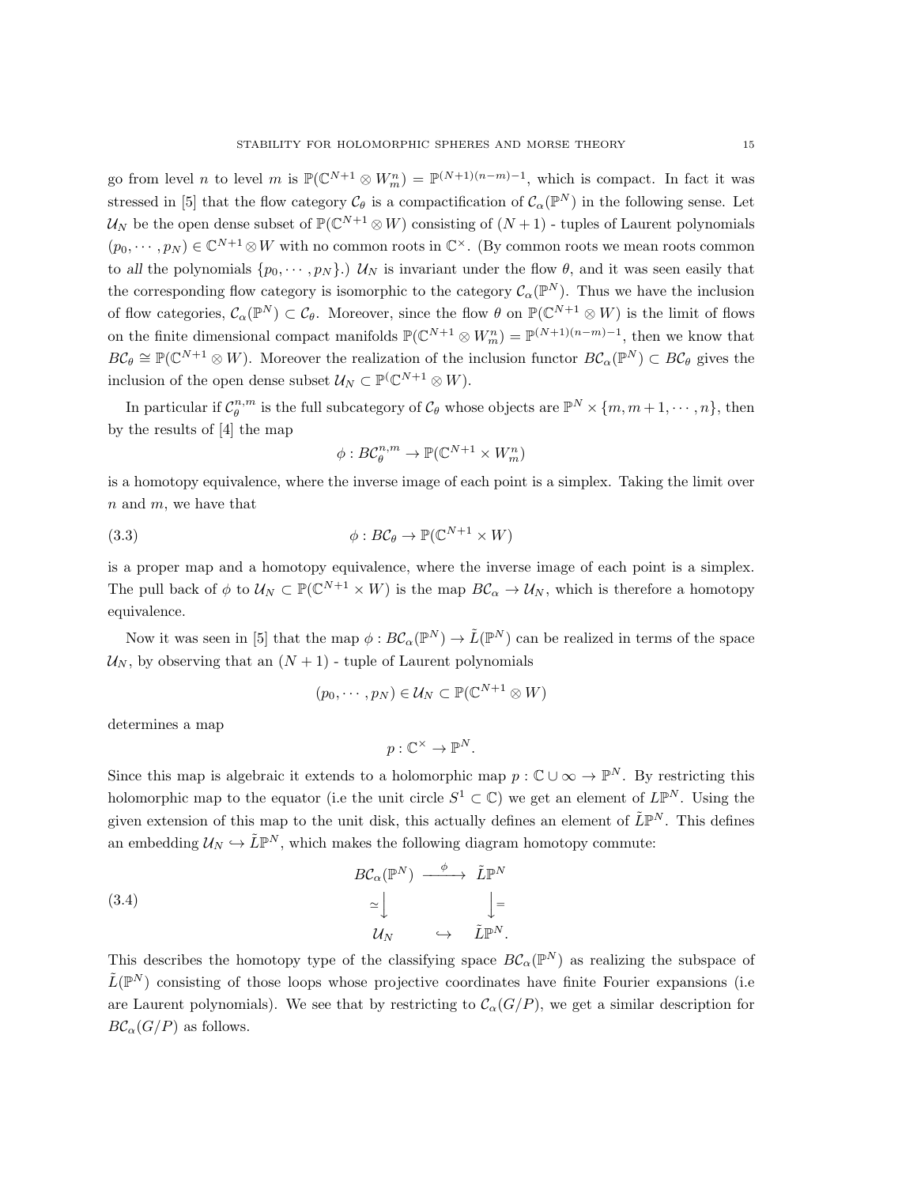go from level $n$ to level $m$ is $\mathbb{P}(\mathbb{C}^{N+1} \otimes W_m^n) = \mathbb{P}^{(N+1)(n-m)-1}$, which is compact. In fact it was stressed in [5] that the flow category $\mathcal{C}_\theta$ is a compactification of $\mathcal{C}_\alpha(\mathbb{P}^N)$ in the following sense. Let $\mathcal{U}_N$ be the open dense subset of $\mathbb{P}(\mathbb{C}^{N+1} \otimes W)$ consisting of $(N+1)$ - tuples of Laurent polynomials $(p_0, \cdots, p_N) \in \mathbb{C}^{N+1} \otimes W$ with no common roots in $\mathbb{C}^\times$. (By common roots we mean roots common to *all* the polynomials $\{p_0, \cdots, p_N\}$.) $\mathcal{U}_N$ is invariant under the flow $\theta$, and it was seen easily that the corresponding flow category is isomorphic to the category $\mathcal{C}_\alpha(\mathbb{P}^N)$. Thus we have the inclusion of flow categories, $\mathcal{C}_\alpha(\mathbb{P}^N) \subset \mathcal{C}_\theta$. Moreover, since the flow $\theta$ on $\mathbb{P}(\mathbb{C}^{N+1} \otimes W)$ is the limit of flows on the finite dimensional compact manifolds $\mathbb{P}(\mathbb{C}^{N+1} \otimes W_m^n) = \mathbb{P}^{(N+1)(n-m)-1}$, then we know that $B\mathcal{C}_\theta \cong \mathbb{P}(\mathbb{C}^{N+1} \otimes W)$. Moreover the realization of the inclusion functor $B\mathcal{C}_\alpha(\mathbb{P}^N) \subset B\mathcal{C}_\theta$ gives the inclusion of the open dense subset $\mathcal{U}_N \subset \mathbb{P}(\mathbb{C}^{N+1} \otimes W)$.

In particular if $\mathcal{C}_\theta^{n,m}$ is the full subcategory of $\mathcal{C}_\theta$ whose objects are $\mathbb{P}^N \times \{m, m+1, \cdots, n\}$, then by the results of [4] the map

$$\phi : B\mathcal{C}_\theta^{n,m} \to \mathbb{P}(\mathbb{C}^{N+1} \times W_m^n)$$

is a homotopy equivalence, where the inverse image of each point is a simplex. Taking the limit over $n$ and $m$, we have that

$$\phi : B\mathcal{C}_\theta \to \mathbb{P}(\mathbb{C}^{N+1} \times W) \tag{3.3}$$

is a proper map and a homotopy equivalence, where the inverse image of each point is a simplex. The pull back of $\phi$ to $\mathcal{U}_N \subset \mathbb{P}(\mathbb{C}^{N+1} \times W)$ is the map $B\mathcal{C}_\alpha \to \mathcal{U}_N$, which is therefore a homotopy equivalence.

Now it was seen in [5] that the map $\phi : B\mathcal{C}_\alpha(\mathbb{P}^N) \to \tilde{L}(\mathbb{P}^N)$ can be realized in terms of the space $\mathcal{U}_N$, by observing that an $(N+1)$ - tuple of Laurent polynomials

$$(p_0, \cdots, p_N) \in \mathcal{U}_N \subset \mathbb{P}(\mathbb{C}^{N+1} \otimes W)$$

determines a map

$$p : \mathbb{C}^\times \to \mathbb{P}^N.$$

Since this map is algebraic it extends to a holomorphic map $p : \mathbb{C} \cup \infty \to \mathbb{P}^N$. By restricting this holomorphic map to the equator (i.e the unit circle $S^1 \subset \mathbb{C}$) we get an element of $L\mathbb{P}^N$. Using the given extension of this map to the unit disk, this actually defines an element of $\tilde{L}\mathbb{P}^N$. This defines an embedding $\mathcal{U}_N \hookrightarrow \tilde{L}\mathbb{P}^N$, which makes the following diagram homotopy commute:

$$\begin{array}{ccc} B\mathcal{C}_\alpha(\mathbb{P}^N) & \xrightarrow{\phi} & \tilde{L}\mathbb{P}^N \\ \simeq \downarrow & & \downarrow = \\ \mathcal{U}_N & \hookrightarrow & \tilde{L}\mathbb{P}^N. \end{array} \tag{3.4}$$

This describes the homotopy type of the classifying space $B\mathcal{C}_\alpha(\mathbb{P}^N)$ as realizing the subspace of $\tilde{L}(\mathbb{P}^N)$ consisting of those loops whose projective coordinates have finite Fourier expansions (i.e are Laurent polynomials). We see that by restricting to $\mathcal{C}_\alpha(G/P)$, we get a similar description for $B\mathcal{C}_\alpha(G/P)$ as follows.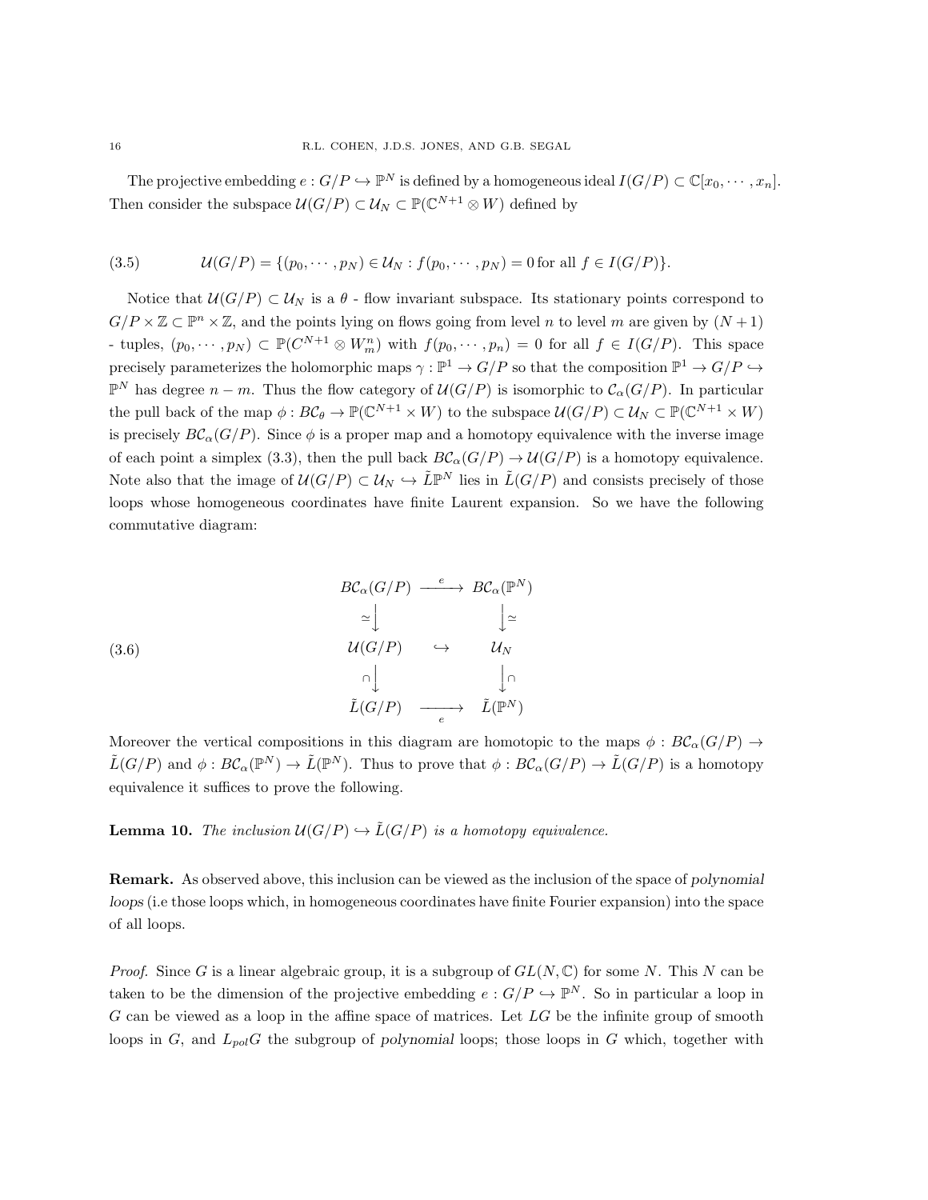The projective embedding $e : G/P \hookrightarrow \mathbb{P}^N$ is defined by a homogeneous ideal $I(G/P) \subset \mathbb{C}[x_0, \cdots, x_n]$. Then consider the subspace $\mathcal{U}(G/P) \subset \mathcal{U}_N \subset \mathbb{P}(\mathbb{C}^{N+1} \otimes W)$ defined by

$$\mathcal{U}(G/P) = \{(p_0, \cdots, p_N) \in \mathcal{U}_N : f(p_0, \cdots, p_N) = 0 \text{ for all } f \in I(G/P)\}. \tag{3.5}$$

Notice that $\mathcal{U}(G/P) \subset \mathcal{U}_N$ is a $\theta$ - flow invariant subspace. Its stationary points correspond to $G/P \times \mathbb{Z} \subset \mathbb{P}^n \times \mathbb{Z}$, and the points lying on flows going from level $n$ to level $m$ are given by $(N+1)$ - tuples, $(p_0, \cdots, p_N) \subset \mathbb{P}(C^{N+1} \otimes W_m^n)$ with $f(p_0, \cdots, p_n) = 0$ for all $f \in I(G/P)$. This space precisely parameterizes the holomorphic maps $\gamma : \mathbb{P}^1 \to G/P$ so that the composition $\mathbb{P}^1 \to G/P \hookrightarrow \mathbb{P}^N$ has degree $n - m$. Thus the flow category of $\mathcal{U}(G/P)$ is isomorphic to $\mathcal{C}_\alpha(G/P)$. In particular the pull back of the map $\phi : B\mathcal{C}_\theta \to \mathbb{P}(\mathbb{C}^{N+1} \times W)$ to the subspace $\mathcal{U}(G/P) \subset \mathcal{U}_N \subset \mathbb{P}(\mathbb{C}^{N+1} \times W)$ is precisely $B\mathcal{C}_\alpha(G/P)$. Since $\phi$ is a proper map and a homotopy equivalence with the inverse image of each point a simplex (3.3), then the pull back $B\mathcal{C}_\alpha(G/P) \to \mathcal{U}(G/P)$ is a homotopy equivalence. Note also that the image of $\mathcal{U}(G/P) \subset \mathcal{U}_N \hookrightarrow \tilde{L}\mathbb{P}^N$ lies in $\tilde{L}(G/P)$ and consists precisely of those loops whose homogeneous coordinates have finite Laurent expansion. So we have the following commutative diagram:

$$\begin{array}{ccc}
B\mathcal{C}_\alpha(G/P) & \xrightarrow{e} & B\mathcal{C}_\alpha(\mathbb{P}^N) \\
\simeq \downarrow & & \downarrow \simeq \\
\mathcal{U}(G/P) & \hookrightarrow & \mathcal{U}_N \\
\cap \downarrow & & \downarrow \cap \\
\tilde{L}(G/P) & \xrightarrow[e]{} & \tilde{L}(\mathbb{P}^N)
\end{array} \tag{3.6}$$

Moreover the vertical compositions in this diagram are homotopic to the maps $\phi : B\mathcal{C}_\alpha(G/P) \to \tilde{L}(G/P)$ and $\phi : B\mathcal{C}_\alpha(\mathbb{P}^N) \to \tilde{L}(\mathbb{P}^N)$. Thus to prove that $\phi : B\mathcal{C}_\alpha(G/P) \to \tilde{L}(G/P)$ is a homotopy equivalence it suffices to prove the following.

**Lemma 10.** *The inclusion $\mathcal{U}(G/P) \hookrightarrow \tilde{L}(G/P)$ is a homotopy equivalence.*

**Remark.** As observed above, this inclusion can be viewed as the inclusion of the space of *polynomial loops* (i.e those loops which, in homogeneous coordinates have finite Fourier expansion) into the space of all loops.

*Proof.* Since $G$ is a linear algebraic group, it is a subgroup of $GL(N, \mathbb{C})$ for some $N$. This $N$ can be taken to be the dimension of the projective embedding $e : G/P \hookrightarrow \mathbb{P}^N$. So in particular a loop in $G$ can be viewed as a loop in the affine space of matrices. Let $LG$ be the infinite group of smooth loops in $G$, and $L_{pol}G$ the subgroup of *polynomial* loops; those loops in $G$ which, together with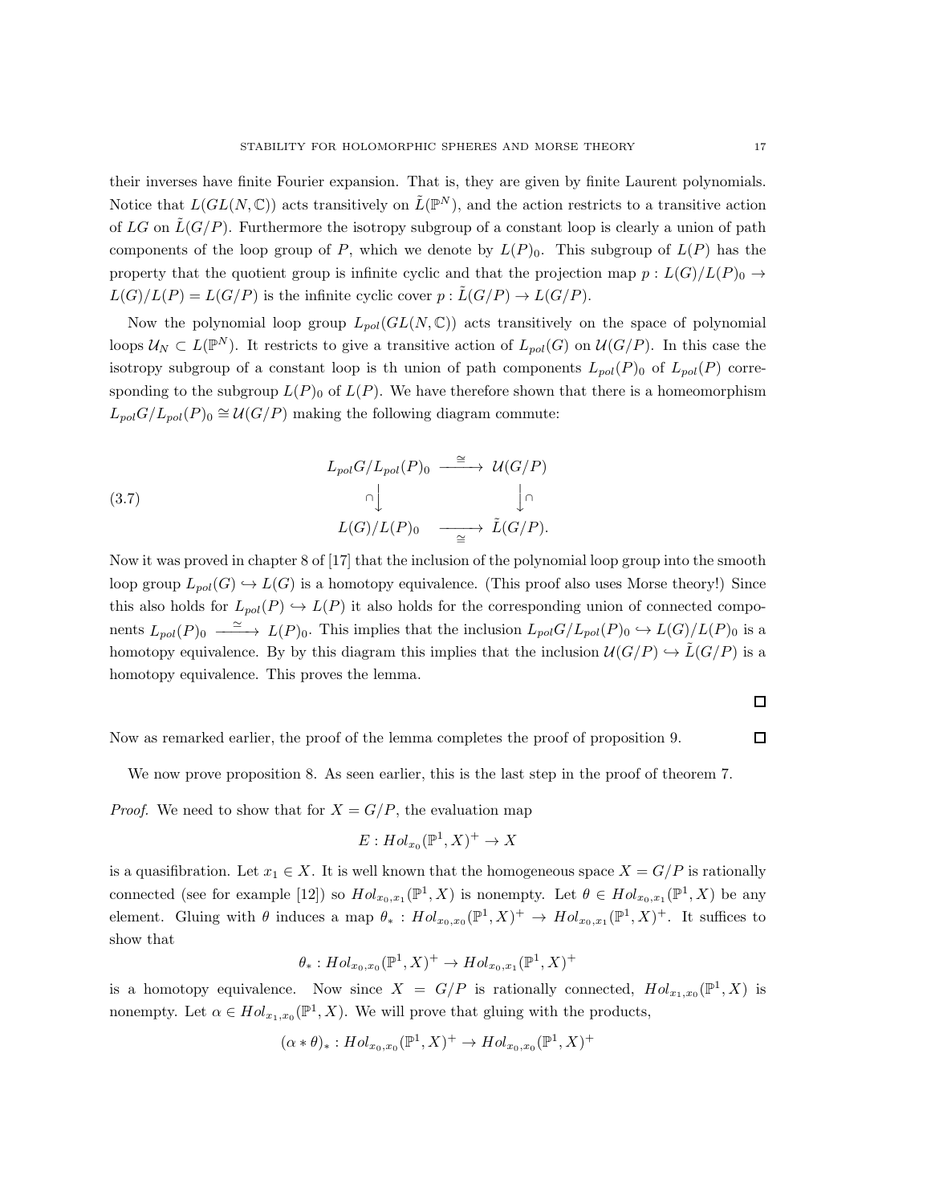their inverses have finite Fourier expansion. That is, they are given by finite Laurent polynomials. Notice that $L(GL(N,\mathbb{C}))$ acts transitively on $\tilde{L}(\mathbb{P}^N)$, and the action restricts to a transitive action of $LG$ on $\tilde{L}(G/P)$. Furthermore the isotropy subgroup of a constant loop is clearly a union of path components of the loop group of $P$, which we denote by $L(P)_0$. This subgroup of $L(P)$ has the property that the quotient group is infinite cyclic and that the projection map $p : L(G)/L(P)_0 \to L(G)/L(P) = L(G/P)$ is the infinite cyclic cover $p : \tilde{L}(G/P) \to L(G/P)$.

Now the polynomial loop group $L_{pol}(GL(N,\mathbb{C}))$ acts transitively on the space of polynomial loops $\mathcal{U}_N \subset L(\mathbb{P}^N)$. It restricts to give a transitive action of $L_{pol}(G)$ on $\mathcal{U}(G/P)$. In this case the isotropy subgroup of a constant loop is th union of path components $L_{pol}(P)_0$ of $L_{pol}(P)$ corresponding to the subgroup $L(P)_0$ of $L(P)$. We have therefore shown that there is a homeomorphism $L_{pol}G/L_{pol}(P)_0 \cong \mathcal{U}(G/P)$ making the following diagram commute:

$$
\begin{array}{ccc}
L_{pol}G/L_{pol}(P)_0 & \xrightarrow{\cong} & \mathcal{U}(G/P) \\
\cap\big\downarrow & & \big\downarrow\cap \\
L(G)/L(P)_0 & \xrightarrow[\cong]{} & \tilde{L}(G/P).
\end{array}
\tag{3.7}
$$

Now it was proved in chapter 8 of [17] that the inclusion of the polynomial loop group into the smooth loop group $L_{pol}(G) \hookrightarrow L(G)$ is a homotopy equivalence. (This proof also uses Morse theory!) Since this also holds for $L_{pol}(P) \hookrightarrow L(P)$ it also holds for the corresponding union of connected components $L_{pol}(P)_0 \xrightarrow{\simeq} L(P)_0$. This implies that the inclusion $L_{pol}G/L_{pol}(P)_0 \hookrightarrow L(G)/L(P)_0$ is a homotopy equivalence. By by this diagram this implies that the inclusion $\mathcal{U}(G/P) \hookrightarrow \tilde{L}(G/P)$ is a homotopy equivalence. This proves the lemma.

□

Now as remarked earlier, the proof of the lemma completes the proof of proposition 9. □

We now prove proposition 8. As seen earlier, this is the last step in the proof of theorem 7.

*Proof.* We need to show that for $X = G/P$, the evaluation map

$$E : Hol_{x_0}(\mathbb{P}^1, X)^+ \to X$$

is a quasifibration. Let $x_1 \in X$. It is well known that the homogeneous space $X = G/P$ is rationally connected (see for example [12]) so $Hol_{x_0,x_1}(\mathbb{P}^1, X)$ is nonempty. Let $\theta \in Hol_{x_0,x_1}(\mathbb{P}^1, X)$ be any element. Gluing with $\theta$ induces a map $\theta_* : Hol_{x_0,x_0}(\mathbb{P}^1, X)^+ \to Hol_{x_0,x_1}(\mathbb{P}^1, X)^+$. It suffices to show that

$$\theta_* : Hol_{x_0,x_0}(\mathbb{P}^1, X)^+ \to Hol_{x_0,x_1}(\mathbb{P}^1, X)^+$$

is a homotopy equivalence. Now since $X = G/P$ is rationally connected, $Hol_{x_1,x_0}(\mathbb{P}^1, X)$ is nonempty. Let $\alpha \in Hol_{x_1,x_0}(\mathbb{P}^1, X)$. We will prove that gluing with the products,

$$(\alpha * \theta)_* : Hol_{x_0,x_0}(\mathbb{P}^1, X)^+ \to Hol_{x_0,x_0}(\mathbb{P}^1, X)^+$$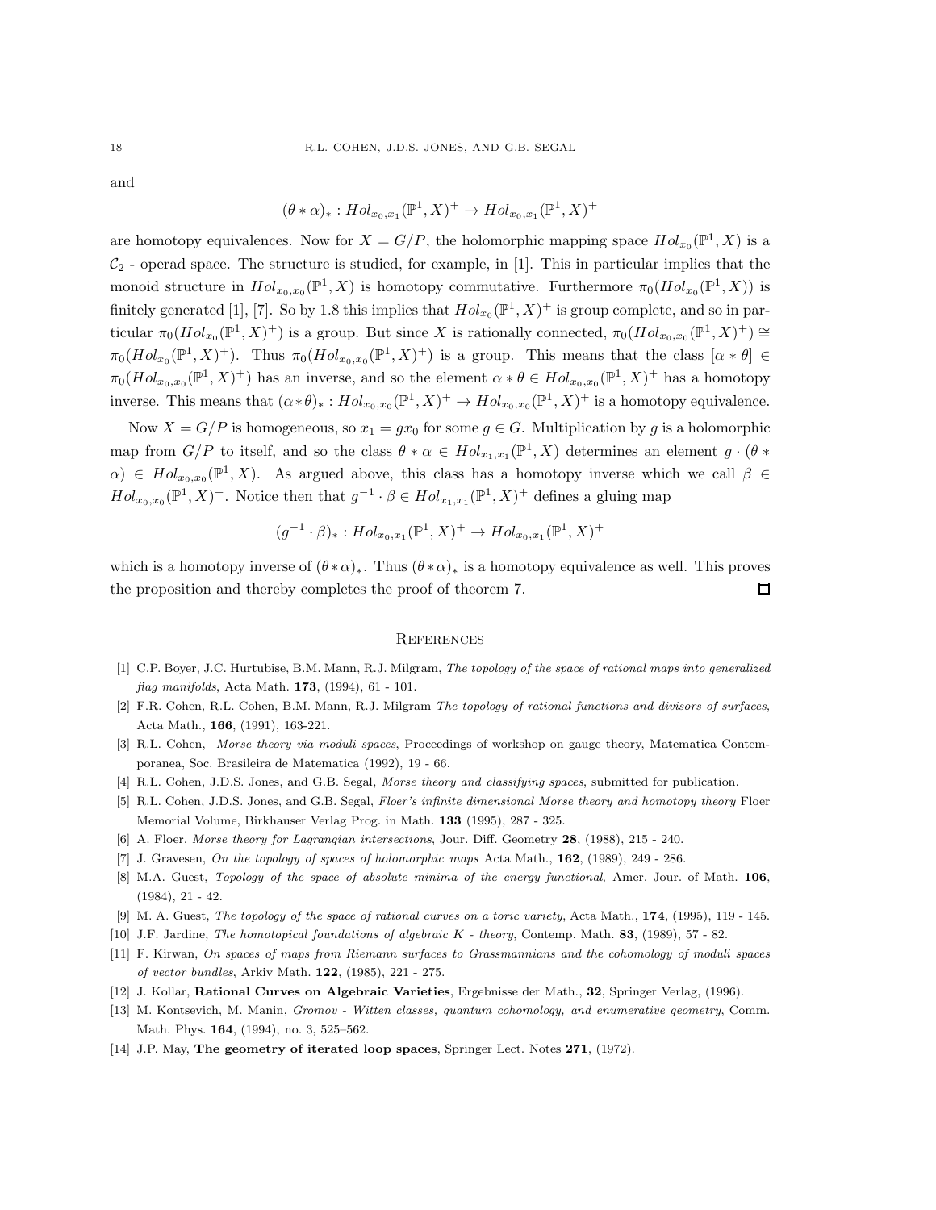and

$$(\theta * \alpha)_* : Hol_{x_0,x_1}(\mathbb{P}^1, X)^+ \to Hol_{x_0,x_1}(\mathbb{P}^1, X)^+$$

are homotopy equivalences. Now for $X = G/P$, the holomorphic mapping space $Hol_{x_0}(\mathbb{P}^1, X)$ is a $\mathcal{C}_2$ - operad space. The structure is studied, for example, in [1]. This in particular implies that the monoid structure in $Hol_{x_0,x_0}(\mathbb{P}^1, X)$ is homotopy commutative. Furthermore $\pi_0(Hol_{x_0}(\mathbb{P}^1, X))$ is finitely generated [1], [7]. So by 1.8 this implies that $Hol_{x_0}(\mathbb{P}^1, X)^+$ is group complete, and so in particular $\pi_0(Hol_{x_0}(\mathbb{P}^1, X)^+)$ is a group. But since $X$ is rationally connected, $\pi_0(Hol_{x_0,x_0}(\mathbb{P}^1, X)^+) \cong \pi_0(Hol_{x_0}(\mathbb{P}^1, X)^+)$. Thus $\pi_0(Hol_{x_0,x_0}(\mathbb{P}^1, X)^+)$ is a group. This means that the class $[\alpha * \theta] \in \pi_0(Hol_{x_0,x_0}(\mathbb{P}^1, X)^+)$ has an inverse, and so the element $\alpha * \theta \in Hol_{x_0,x_0}(\mathbb{P}^1, X)^+$ has a homotopy inverse. This means that $(\alpha * \theta)_* : Hol_{x_0,x_0}(\mathbb{P}^1, X)^+ \to Hol_{x_0,x_0}(\mathbb{P}^1, X)^+$ is a homotopy equivalence.

Now $X = G/P$ is homogeneous, so $x_1 = gx_0$ for some $g \in G$. Multiplication by $g$ is a holomorphic map from $G/P$ to itself, and so the class $\theta * \alpha \in Hol_{x_1,x_1}(\mathbb{P}^1, X)$ determines an element $g \cdot (\theta * \alpha) \in Hol_{x_0,x_0}(\mathbb{P}^1, X)$. As argued above, this class has a homotopy inverse which we call $\beta \in Hol_{x_0,x_0}(\mathbb{P}^1, X)^+$. Notice then that $g^{-1} \cdot \beta \in Hol_{x_1,x_1}(\mathbb{P}^1, X)^+$ defines a gluing map

$$(g^{-1} \cdot \beta)_* : Hol_{x_0,x_1}(\mathbb{P}^1, X)^+ \to Hol_{x_0,x_1}(\mathbb{P}^1, X)^+$$

which is a homotopy inverse of $(\theta * \alpha)_*$. Thus $(\theta * \alpha)_*$ is a homotopy equivalence as well. This proves the proposition and thereby completes the proof of theorem 7. □

## References

[1] C.P. Boyer, J.C. Hurtubise, B.M. Mann, R.J. Milgram, *The topology of the space of rational maps into generalized flag manifolds*, Acta Math. **173**, (1994), 61 - 101.

[2] F.R. Cohen, R.L. Cohen, B.M. Mann, R.J. Milgram *The topology of rational functions and divisors of surfaces*, Acta Math., **166**, (1991), 163-221.

[3] R.L. Cohen, *Morse theory via moduli spaces*, Proceedings of workshop on gauge theory, Matematica Contemporanea, Soc. Brasileira de Matematica (1992), 19 - 66.

[4] R.L. Cohen, J.D.S. Jones, and G.B. Segal, *Morse theory and classifying spaces*, submitted for publication.

[5] R.L. Cohen, J.D.S. Jones, and G.B. Segal, *Floer's infinite dimensional Morse theory and homotopy theory* Floer Memorial Volume, Birkhauser Verlag Prog. in Math. **133** (1995), 287 - 325.

[6] A. Floer, *Morse theory for Lagrangian intersections*, Jour. Diff. Geometry **28**, (1988), 215 - 240.

[7] J. Gravesen, *On the topology of spaces of holomorphic maps* Acta Math., **162**, (1989), 249 - 286.

[8] M.A. Guest, *Topology of the space of absolute minima of the energy functional*, Amer. Jour. of Math. **106**, (1984), 21 - 42.

[9] M. A. Guest, *The topology of the space of rational curves on a toric variety*, Acta Math., **174**, (1995), 119 - 145.

[10] J.F. Jardine, *The homotopical foundations of algebraic K - theory*, Contemp. Math. **83**, (1989), 57 - 82.

[11] F. Kirwan, *On spaces of maps from Riemann surfaces to Grassmannians and the cohomology of moduli spaces of vector bundles*, Arkiv Math. **122**, (1985), 221 - 275.

[12] J. Kollar, **Rational Curves on Algebraic Varieties**, Ergebnisse der Math., **32**, Springer Verlag, (1996).

[13] M. Kontsevich, M. Manin, *Gromov - Witten classes, quantum cohomology, and enumerative geometry*, Comm. Math. Phys. **164**, (1994), no. 3, 525–562.

[14] J.P. May, **The geometry of iterated loop spaces**, Springer Lect. Notes **271**, (1972).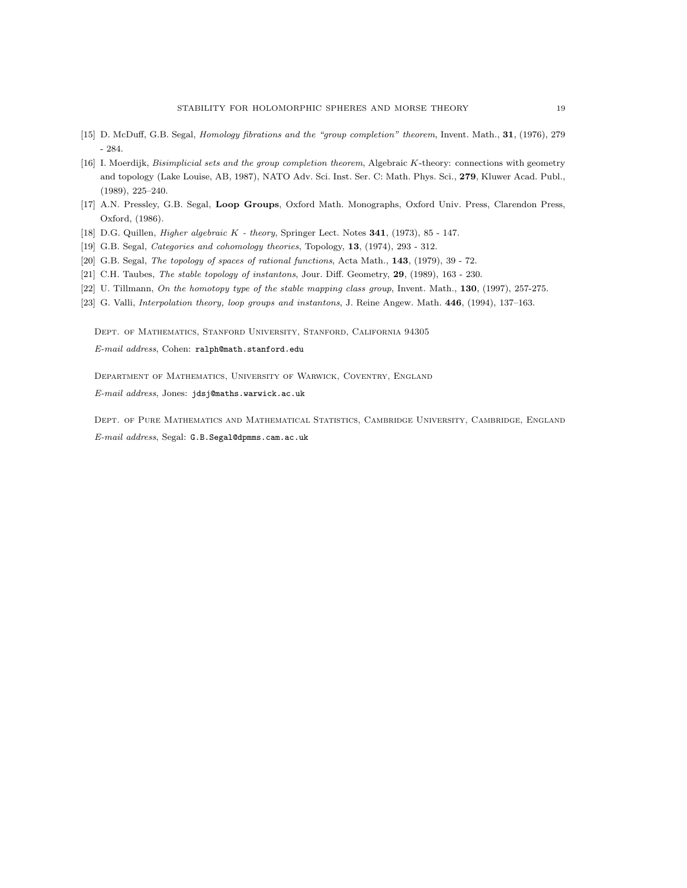[15] D. McDuff, G.B. Segal, *Homology fibrations and the "group completion" theorem*, Invent. Math., **31**, (1976), 279 - 284.

[16] I. Moerdijk, *Bisimplicial sets and the group completion theorem*, Algebraic $K$-theory: connections with geometry and topology (Lake Louise, AB, 1987), NATO Adv. Sci. Inst. Ser. C: Math. Phys. Sci., **279**, Kluwer Acad. Publ., (1989), 225–240.

[17] A.N. Pressley, G.B. Segal, **Loop Groups**, Oxford Math. Monographs, Oxford Univ. Press, Clarendon Press, Oxford, (1986).

[18] D.G. Quillen, *Higher algebraic $K$ - theory*, Springer Lect. Notes **341**, (1973), 85 - 147.

[19] G.B. Segal, *Categories and cohomology theories*, Topology, **13**, (1974), 293 - 312.

[20] G.B. Segal, *The topology of spaces of rational functions*, Acta Math., **143**, (1979), 39 - 72.

[21] C.H. Taubes, *The stable topology of instantons*, Jour. Diff. Geometry, **29**, (1989), 163 - 230.

[22] U. Tillmann, *On the homotopy type of the stable mapping class group*, Invent. Math., **130**, (1997), 257-275.

[23] G. Valli, *Interpolation theory, loop groups and instantons*, J. Reine Angew. Math. **446**, (1994), 137–163.

Dept. of Mathematics, Stanford University, Stanford, California 94305

*E-mail address*, Cohen: `ralph@math.stanford.edu`

Department of Mathematics, University of Warwick, Coventry, England

*E-mail address*, Jones: `jdsj@maths.warwick.ac.uk`

Dept. of Pure Mathematics and Mathematical Statistics, Cambridge University, Cambridge, England

*E-mail address*, Segal: `G.B.Segal@dpmms.cam.ac.uk`